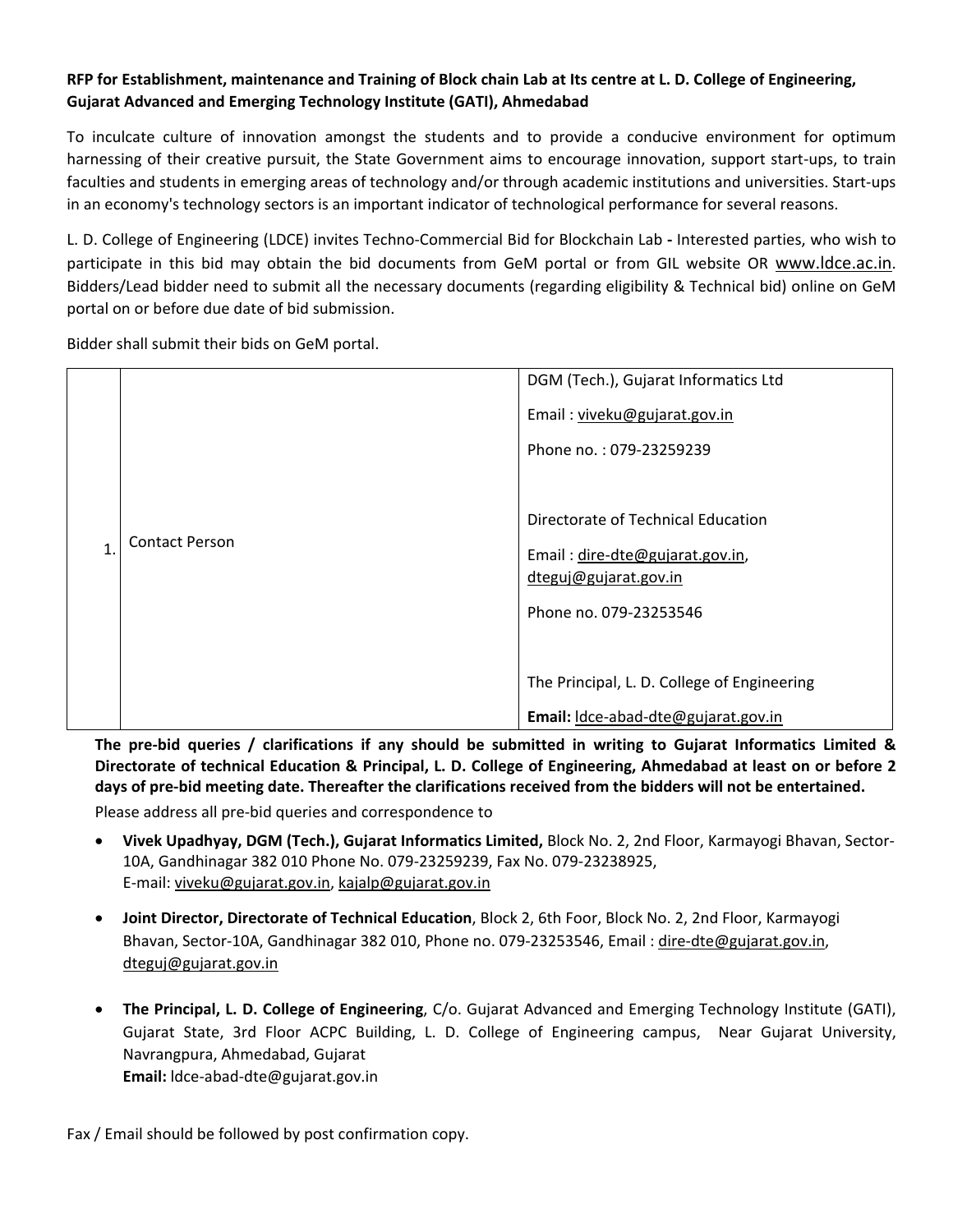**RFP for Establishment, maintenance and Training of Block chain Lab at Its centre at L. D. College of Engineering, Gujarat Advanced and Emerging Technology Institute (GATI), Ahmedabad**

To inculcate culture of innovation amongst the students and to provide a conducive environment for optimum harnessing of their creative pursuit, the State Government aims to encourage innovation, support start-ups, to train faculties and students in emerging areas of technology and/or through academic institutions and universities. Start-ups in an economy's technology sectors is an important indicator of technological performance for several reasons.

L. D. College of Engineering (LDCE) invites Techno-Commercial Bid for Blockchain Lab **-** Interested parties, who wish to participate in this bid may obtain the bid documents from GeM portal or from GIL website OR www.ldce.ac.in. Bidders/Lead bidder need to submit all the necessary documents (regarding eligibility & Technical bid) online on GeM portal on or before due date of bid submission.

Bidder shall submit their bids on GeM portal.

| | | |
|---|---|---|
| 1. | Contact Person | DGM (Tech.), Gujarat Informatics Ltd<br><br>Email : viveku@gujarat.gov.in<br><br>Phone no. : 079-23259239<br><br>Directorate of Technical Education<br><br>Email : dire-dte@gujarat.gov.in, dteguj@gujarat.gov.in<br><br>Phone no. 079-23253546<br><br>The Principal, L. D. College of Engineering<br><br>**Email:** ldce-abad-dte@gujarat.gov.in |

**The pre-bid queries / clarifications if any should be submitted in writing to Gujarat Informatics Limited & Directorate of technical Education & Principal, L. D. College of Engineering, Ahmedabad at least on or before 2 days of pre-bid meeting date. Thereafter the clarifications received from the bidders will not be entertained.**

Please address all pre-bid queries and correspondence to

- **Vivek Upadhyay, DGM (Tech.), Gujarat Informatics Limited,** Block No. 2, 2nd Floor, Karmayogi Bhavan, Sector-10A, Gandhinagar 382 010 Phone No. 079-23259239, Fax No. 079-23238925, E-mail: viveku@gujarat.gov.in, kajalp@gujarat.gov.in
- **Joint Director, Directorate of Technical Education**, Block 2, 6th Foor, Block No. 2, 2nd Floor, Karmayogi Bhavan, Sector-10A, Gandhinagar 382 010, Phone no. 079-23253546, Email : dire-dte@gujarat.gov.in, dteguj@gujarat.gov.in
- **The Principal, L. D. College of Engineering**, C/o. Gujarat Advanced and Emerging Technology Institute (GATI), Gujarat State, 3rd Floor ACPC Building, L. D. College of Engineering campus, Near Gujarat University, Navrangpura, Ahmedabad, Gujarat
  **Email:** ldce-abad-dte@gujarat.gov.in

Fax / Email should be followed by post confirmation copy.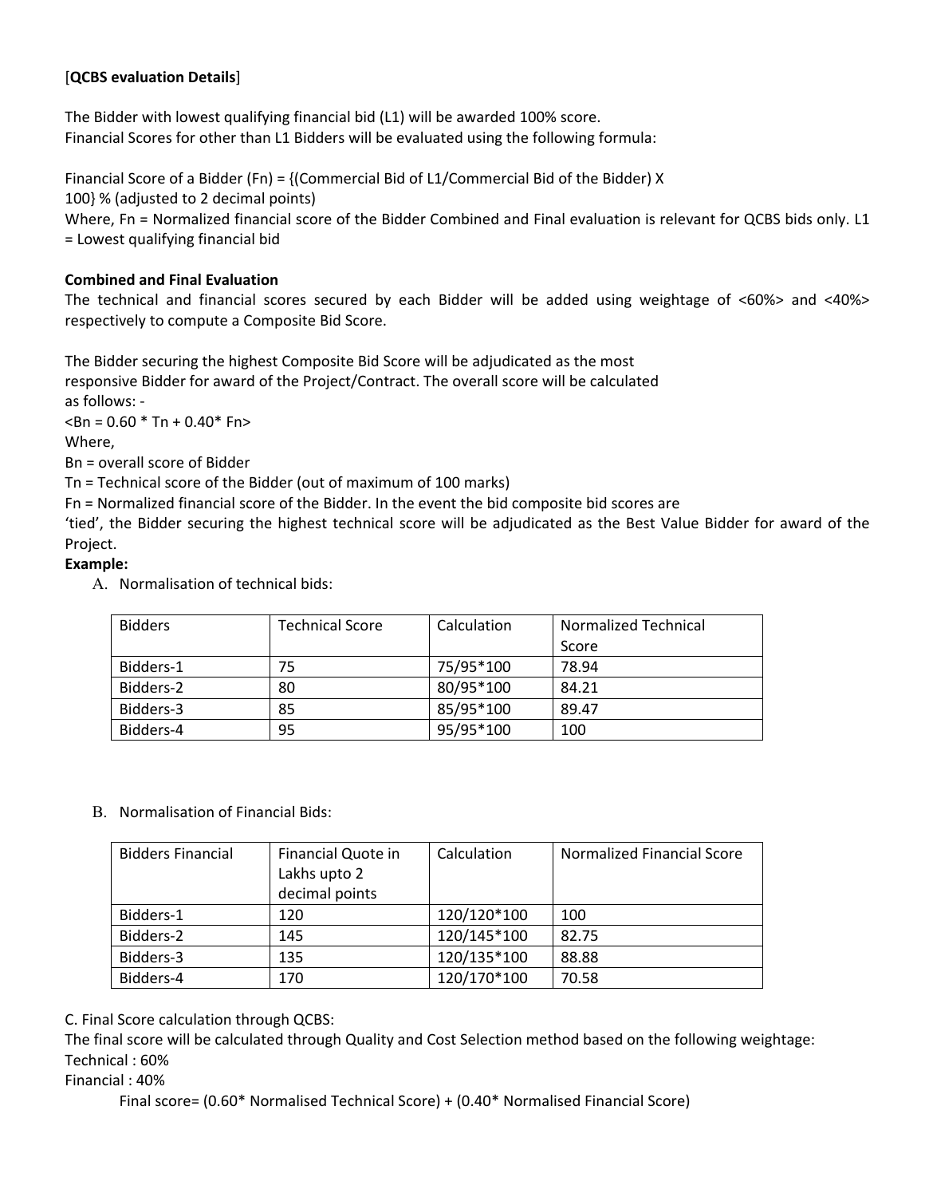[**QCBS evaluation Details**]

The Bidder with lowest qualifying financial bid (L1) will be awarded 100% score.
Financial Scores for other than L1 Bidders will be evaluated using the following formula:

Financial Score of a Bidder (Fn) = {(Commercial Bid of L1/Commercial Bid of the Bidder) X 100} % (adjusted to 2 decimal points)
Where, Fn = Normalized financial score of the Bidder Combined and Final evaluation is relevant for QCBS bids only. L1 = Lowest qualifying financial bid

**Combined and Final Evaluation**

The technical and financial scores secured by each Bidder will be added using weightage of <60%> and <40%> respectively to compute a Composite Bid Score.

The Bidder securing the highest Composite Bid Score will be adjudicated as the most responsive Bidder for award of the Project/Contract. The overall score will be calculated as follows: -

<Bn = 0.60 * Tn + 0.40* Fn>

Where,

Bn = overall score of Bidder

Tn = Technical score of the Bidder (out of maximum of 100 marks)

Fn = Normalized financial score of the Bidder. In the event the bid composite bid scores are 'tied', the Bidder securing the highest technical score will be adjudicated as the Best Value Bidder for award of the Project.

**Example:**

A. Normalisation of technical bids:

| Bidders | Technical Score | Calculation | Normalized Technical Score |
|---|---|---|---|
| Bidders-1 | 75 | 75/95*100 | 78.94 |
| Bidders-2 | 80 | 80/95*100 | 84.21 |
| Bidders-3 | 85 | 85/95*100 | 89.47 |
| Bidders-4 | 95 | 95/95*100 | 100 |

B. Normalisation of Financial Bids:

| Bidders Financial | Financial Quote in Lakhs upto 2 decimal points | Calculation | Normalized Financial Score |
|---|---|---|---|
| Bidders-1 | 120 | 120/120*100 | 100 |
| Bidders-2 | 145 | 120/145*100 | 82.75 |
| Bidders-3 | 135 | 120/135*100 | 88.88 |
| Bidders-4 | 170 | 120/170*100 | 70.58 |

C. Final Score calculation through QCBS:

The final score will be calculated through Quality and Cost Selection method based on the following weightage:

Technical : 60%

Financial : 40%

Final score= (0.60* Normalised Technical Score) + (0.40* Normalised Financial Score)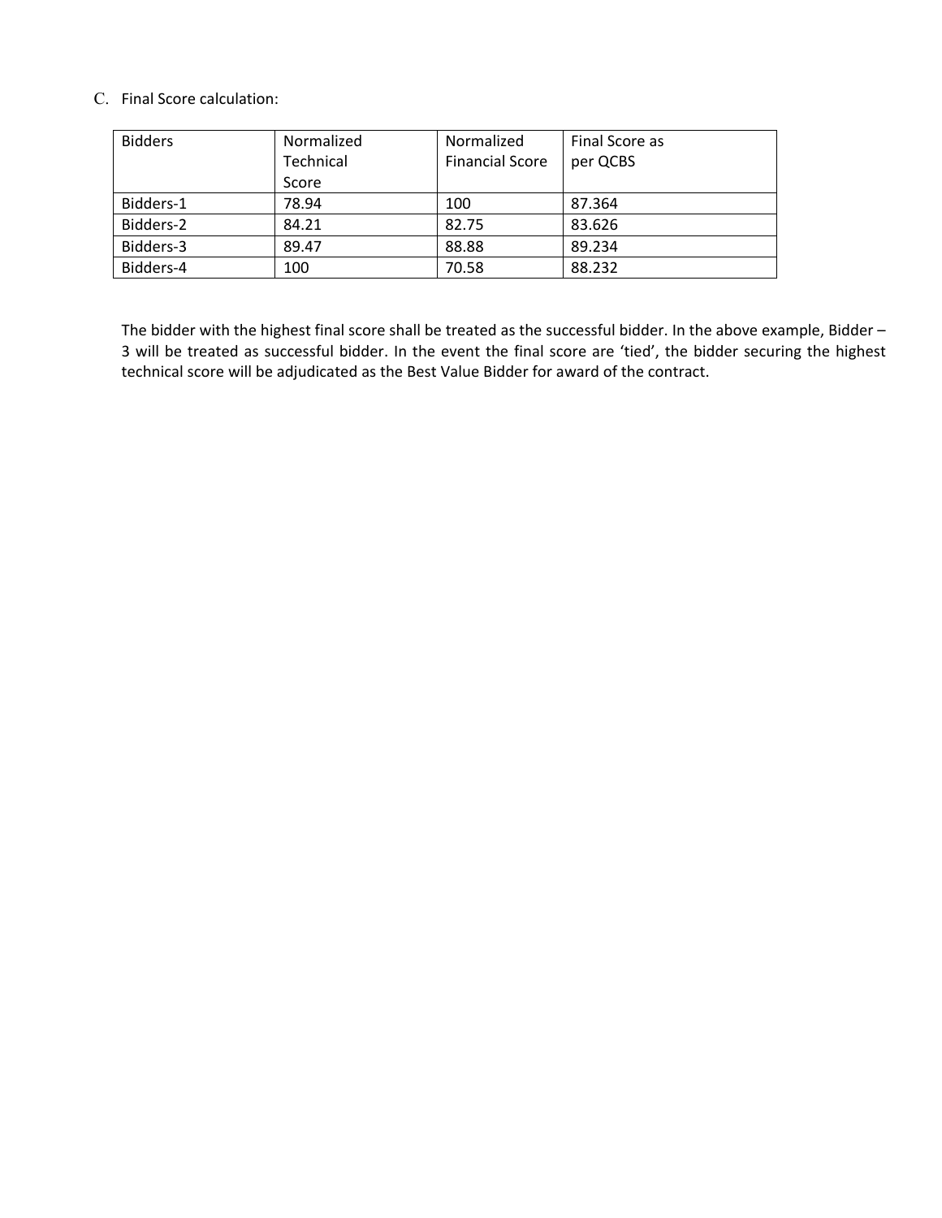C. Final Score calculation:

| Bidders | Normalized Technical Score | Normalized Financial Score | Final Score as per QCBS |
|---|---|---|---|
| Bidders-1 | 78.94 | 100 | 87.364 |
| Bidders-2 | 84.21 | 82.75 | 83.626 |
| Bidders-3 | 89.47 | 88.88 | 89.234 |
| Bidders-4 | 100 | 70.58 | 88.232 |

The bidder with the highest final score shall be treated as the successful bidder. In the above example, Bidder – 3 will be treated as successful bidder. In the event the final score are 'tied', the bidder securing the highest technical score will be adjudicated as the Best Value Bidder for award of the contract.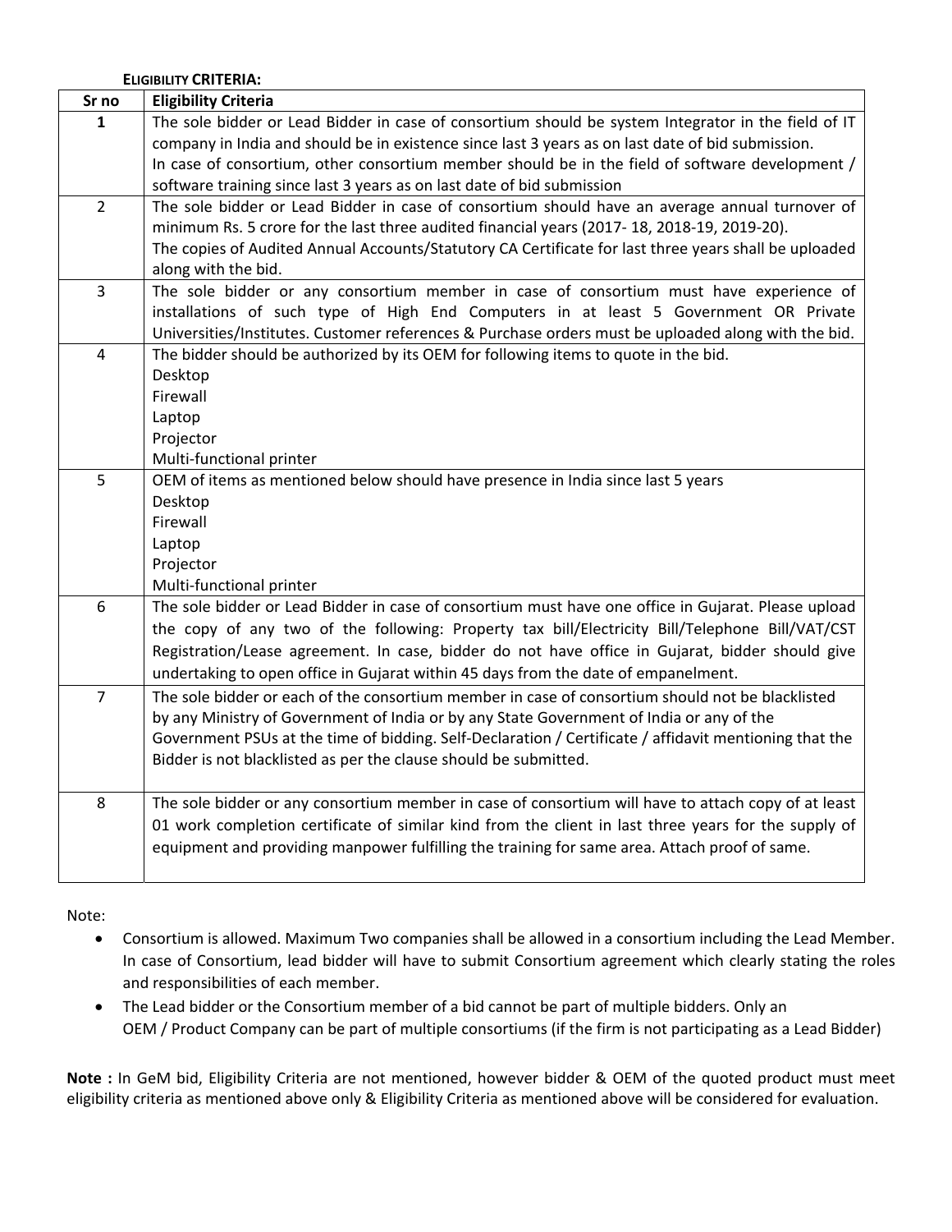**ELIGIBILITY CRITERIA:**

| Sr no | Eligibility Criteria |
|---|---|
| **1** | The sole bidder or Lead Bidder in case of consortium should be system Integrator in the field of IT company in India and should be in existence since last 3 years as on last date of bid submission.<br>In case of consortium, other consortium member should be in the field of software development / software training since last 3 years as on last date of bid submission |
| 2 | The sole bidder or Lead Bidder in case of consortium should have an average annual turnover of minimum Rs. 5 crore for the last three audited financial years (2017- 18, 2018-19, 2019-20).<br>The copies of Audited Annual Accounts/Statutory CA Certificate for last three years shall be uploaded along with the bid. |
| 3 | The sole bidder or any consortium member in case of consortium must have experience of installations of such type of High End Computers in at least 5 Government OR Private Universities/Institutes. Customer references & Purchase orders must be uploaded along with the bid. |
| 4 | The bidder should be authorized by its OEM for following items to quote in the bid.<br>Desktop<br>Firewall<br>Laptop<br>Projector<br>Multi-functional printer |
| 5 | OEM of items as mentioned below should have presence in India since last 5 years<br>Desktop<br>Firewall<br>Laptop<br>Projector<br>Multi-functional printer |
| 6 | The sole bidder or Lead Bidder in case of consortium must have one office in Gujarat. Please upload the copy of any two of the following: Property tax bill/Electricity Bill/Telephone Bill/VAT/CST Registration/Lease agreement. In case, bidder do not have office in Gujarat, bidder should give undertaking to open office in Gujarat within 45 days from the date of empanelment. |
| 7 | The sole bidder or each of the consortium member in case of consortium should not be blacklisted by any Ministry of Government of India or by any State Government of India or any of the Government PSUs at the time of bidding. Self-Declaration / Certificate / affidavit mentioning that the Bidder is not blacklisted as per the clause should be submitted. |
| 8 | The sole bidder or any consortium member in case of consortium will have to attach copy of at least 01 work completion certificate of similar kind from the client in last three years for the supply of equipment and providing manpower fulfilling the training for same area. Attach proof of same. |

Note:

- Consortium is allowed. Maximum Two companies shall be allowed in a consortium including the Lead Member. In case of Consortium, lead bidder will have to submit Consortium agreement which clearly stating the roles and responsibilities of each member.
- The Lead bidder or the Consortium member of a bid cannot be part of multiple bidders. Only an OEM / Product Company can be part of multiple consortiums (if the firm is not participating as a Lead Bidder)

**Note :** In GeM bid, Eligibility Criteria are not mentioned, however bidder & OEM of the quoted product must meet eligibility criteria as mentioned above only & Eligibility Criteria as mentioned above will be considered for evaluation.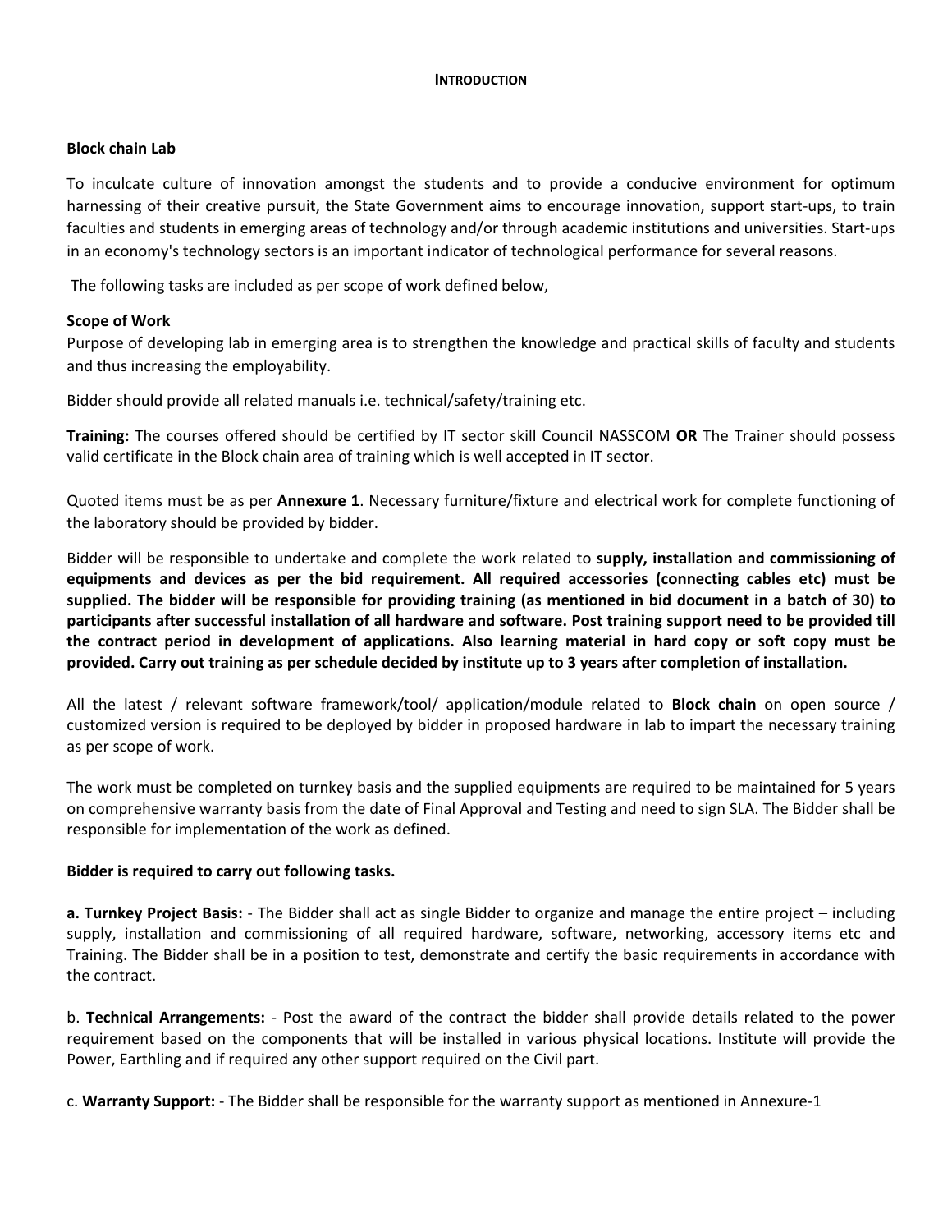## INTRODUCTION

**Block chain Lab**

To inculcate culture of innovation amongst the students and to provide a conducive environment for optimum harnessing of their creative pursuit, the State Government aims to encourage innovation, support start-ups, to train faculties and students in emerging areas of technology and/or through academic institutions and universities. Start-ups in an economy's technology sectors is an important indicator of technological performance for several reasons.

The following tasks are included as per scope of work defined below,

**Scope of Work**

Purpose of developing lab in emerging area is to strengthen the knowledge and practical skills of faculty and students and thus increasing the employability.

Bidder should provide all related manuals i.e. technical/safety/training etc.

**Training:** The courses offered should be certified by IT sector skill Council NASSCOM **OR** The Trainer should possess valid certificate in the Block chain area of training which is well accepted in IT sector.

Quoted items must be as per **Annexure 1**. Necessary furniture/fixture and electrical work for complete functioning of the laboratory should be provided by bidder.

Bidder will be responsible to undertake and complete the work related to **supply, installation and commissioning of equipments and devices as per the bid requirement. All required accessories (connecting cables etc) must be supplied. The bidder will be responsible for providing training (as mentioned in bid document in a batch of 30) to participants after successful installation of all hardware and software. Post training support need to be provided till the contract period in development of applications. Also learning material in hard copy or soft copy must be provided. Carry out training as per schedule decided by institute up to 3 years after completion of installation.**

All the latest / relevant software framework/tool/ application/module related to **Block chain** on open source / customized version is required to be deployed by bidder in proposed hardware in lab to impart the necessary training as per scope of work.

The work must be completed on turnkey basis and the supplied equipments are required to be maintained for 5 years on comprehensive warranty basis from the date of Final Approval and Testing and need to sign SLA. The Bidder shall be responsible for implementation of the work as defined.

**Bidder is required to carry out following tasks.**

**a. Turnkey Project Basis:** - The Bidder shall act as single Bidder to organize and manage the entire project – including supply, installation and commissioning of all required hardware, software, networking, accessory items etc and Training. The Bidder shall be in a position to test, demonstrate and certify the basic requirements in accordance with the contract.

b. **Technical Arrangements:** - Post the award of the contract the bidder shall provide details related to the power requirement based on the components that will be installed in various physical locations. Institute will provide the Power, Earthling and if required any other support required on the Civil part.

c. **Warranty Support:** - The Bidder shall be responsible for the warranty support as mentioned in Annexure-1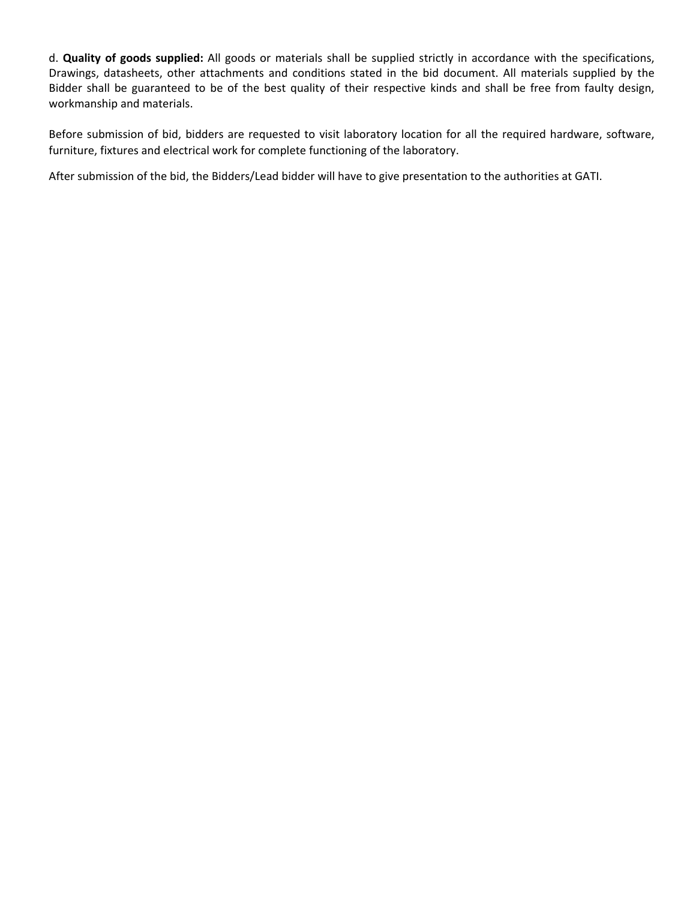d. **Quality of goods supplied:** All goods or materials shall be supplied strictly in accordance with the specifications, Drawings, datasheets, other attachments and conditions stated in the bid document. All materials supplied by the Bidder shall be guaranteed to be of the best quality of their respective kinds and shall be free from faulty design, workmanship and materials.

Before submission of bid, bidders are requested to visit laboratory location for all the required hardware, software, furniture, fixtures and electrical work for complete functioning of the laboratory.

After submission of the bid, the Bidders/Lead bidder will have to give presentation to the authorities at GATI.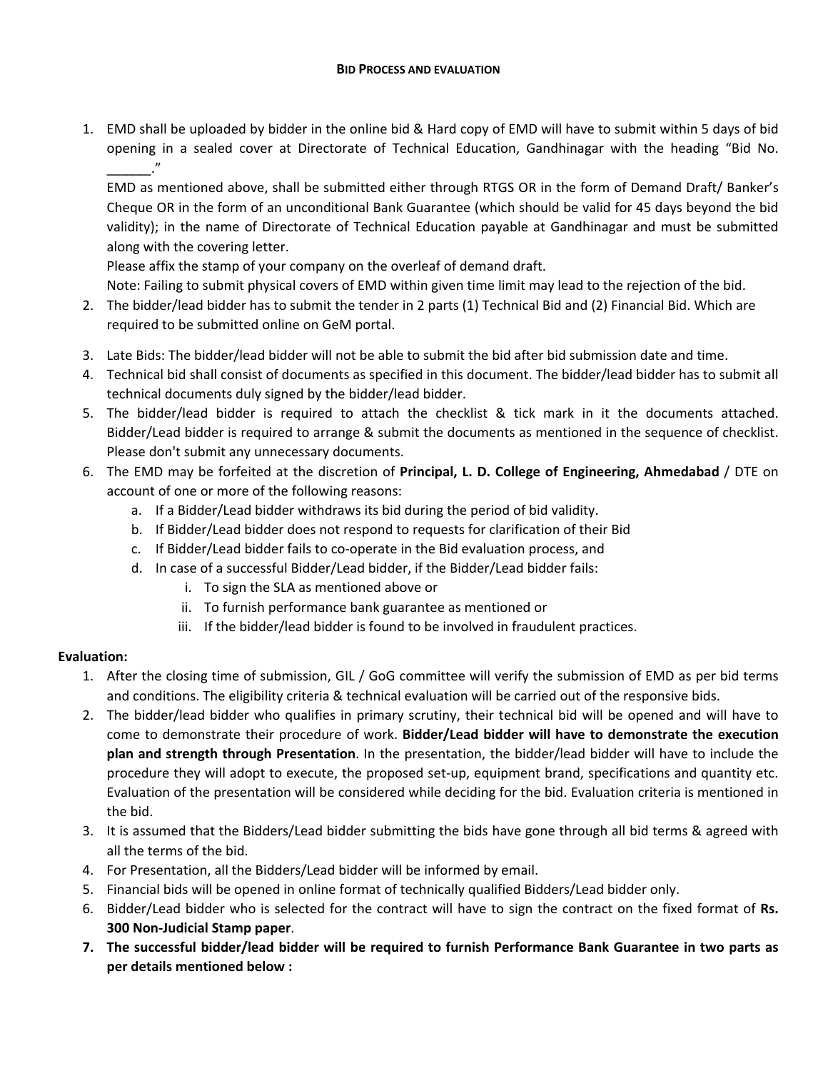# BID PROCESS AND EVALUATION

1. EMD shall be uploaded by bidder in the online bid & Hard copy of EMD will have to submit within 5 days of bid opening in a sealed cover at Directorate of Technical Education, Gandhinagar with the heading "Bid No. ______."

   EMD as mentioned above, shall be submitted either through RTGS OR in the form of Demand Draft/ Banker's Cheque OR in the form of an unconditional Bank Guarantee (which should be valid for 45 days beyond the bid validity); in the name of Directorate of Technical Education payable at Gandhinagar and must be submitted along with the covering letter.

   Please affix the stamp of your company on the overleaf of demand draft.

   Note: Failing to submit physical covers of EMD within given time limit may lead to the rejection of the bid.
2. The bidder/lead bidder has to submit the tender in 2 parts (1) Technical Bid and (2) Financial Bid. Which are required to be submitted online on GeM portal.
3. Late Bids: The bidder/lead bidder will not be able to submit the bid after bid submission date and time.
4. Technical bid shall consist of documents as specified in this document. The bidder/lead bidder has to submit all technical documents duly signed by the bidder/lead bidder.
5. The bidder/lead bidder is required to attach the checklist & tick mark in it the documents attached. Bidder/Lead bidder is required to arrange & submit the documents as mentioned in the sequence of checklist. Please don't submit any unnecessary documents.
6. The EMD may be forfeited at the discretion of **Principal, L. D. College of Engineering, Ahmedabad** / DTE on account of one or more of the following reasons:
   a. If a Bidder/Lead bidder withdraws its bid during the period of bid validity.
   b. If Bidder/Lead bidder does not respond to requests for clarification of their Bid
   c. If Bidder/Lead bidder fails to co-operate in the Bid evaluation process, and
   d. In case of a successful Bidder/Lead bidder, if the Bidder/Lead bidder fails:
      i. To sign the SLA as mentioned above or
      ii. To furnish performance bank guarantee as mentioned or
      iii. If the bidder/lead bidder is found to be involved in fraudulent practices.

**Evaluation:**

1. After the closing time of submission, GIL / GoG committee will verify the submission of EMD as per bid terms and conditions. The eligibility criteria & technical evaluation will be carried out of the responsive bids.
2. The bidder/lead bidder who qualifies in primary scrutiny, their technical bid will be opened and will have to come to demonstrate their procedure of work. **Bidder/Lead bidder will have to demonstrate the execution plan and strength through Presentation**. In the presentation, the bidder/lead bidder will have to include the procedure they will adopt to execute, the proposed set-up, equipment brand, specifications and quantity etc. Evaluation of the presentation will be considered while deciding for the bid. Evaluation criteria is mentioned in the bid.
3. It is assumed that the Bidders/Lead bidder submitting the bids have gone through all bid terms & agreed with all the terms of the bid.
4. For Presentation, all the Bidders/Lead bidder will be informed by email.
5. Financial bids will be opened in online format of technically qualified Bidders/Lead bidder only.
6. Bidder/Lead bidder who is selected for the contract will have to sign the contract on the fixed format of **Rs. 300 Non-Judicial Stamp paper**.
7. **The successful bidder/lead bidder will be required to furnish Performance Bank Guarantee in two parts as per details mentioned below :**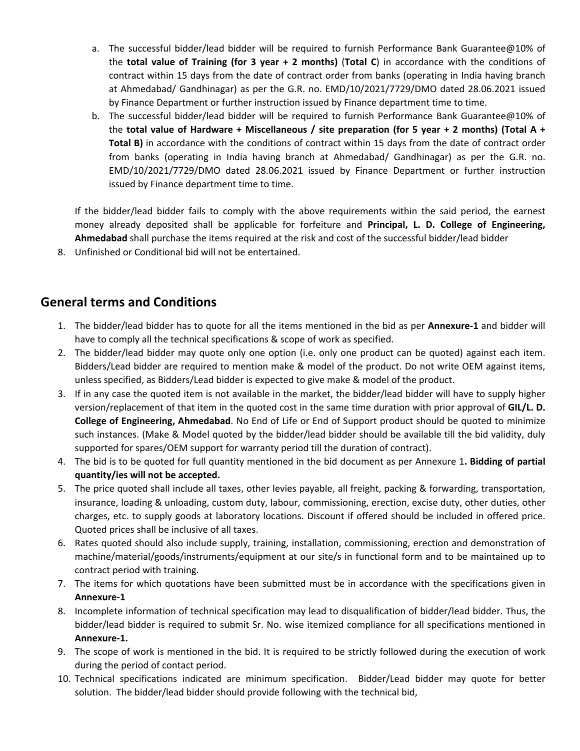a. The successful bidder/lead bidder will be required to furnish Performance Bank Guarantee@10% of the **total value of Training (for 3 year + 2 months)** (**Total C**) in accordance with the conditions of contract within 15 days from the date of contract order from banks (operating in India having branch at Ahmedabad/ Gandhinagar) as per the G.R. no. EMD/10/2021/7729/DMO dated 28.06.2021 issued by Finance Department or further instruction issued by Finance department time to time.
   b. The successful bidder/lead bidder will be required to furnish Performance Bank Guarantee@10% of the **total value of Hardware + Miscellaneous / site preparation (for 5 year + 2 months) (Total A + Total B)** in accordance with the conditions of contract within 15 days from the date of contract order from banks (operating in India having branch at Ahmedabad/ Gandhinagar) as per the G.R. no. EMD/10/2021/7729/DMO dated 28.06.2021 issued by Finance Department or further instruction issued by Finance department time to time.

   If the bidder/lead bidder fails to comply with the above requirements within the said period, the earnest money already deposited shall be applicable for forfeiture and **Principal, L. D. College of Engineering, Ahmedabad** shall purchase the items required at the risk and cost of the successful bidder/lead bidder

8. Unfinished or Conditional bid will not be entertained.

## General terms and Conditions

1. The bidder/lead bidder has to quote for all the items mentioned in the bid as per **Annexure-1** and bidder will have to comply all the technical specifications & scope of work as specified.
2. The bidder/lead bidder may quote only one option (i.e. only one product can be quoted) against each item. Bidders/Lead bidder are required to mention make & model of the product. Do not write OEM against items, unless specified, as Bidders/Lead bidder is expected to give make & model of the product.
3. If in any case the quoted item is not available in the market, the bidder/lead bidder will have to supply higher version/replacement of that item in the quoted cost in the same time duration with prior approval of **GIL/L. D. College of Engineering, Ahmedabad**. No End of Life or End of Support product should be quoted to minimize such instances. (Make & Model quoted by the bidder/lead bidder should be available till the bid validity, duly supported for spares/OEM support for warranty period till the duration of contract).
4. The bid is to be quoted for full quantity mentioned in the bid document as per Annexure 1**. Bidding of partial quantity/ies will not be accepted.**
5. The price quoted shall include all taxes, other levies payable, all freight, packing & forwarding, transportation, insurance, loading & unloading, custom duty, labour, commissioning, erection, excise duty, other duties, other charges, etc. to supply goods at laboratory locations. Discount if offered should be included in offered price. Quoted prices shall be inclusive of all taxes.
6. Rates quoted should also include supply, training, installation, commissioning, erection and demonstration of machine/material/goods/instruments/equipment at our site/s in functional form and to be maintained up to contract period with training.
7. The items for which quotations have been submitted must be in accordance with the specifications given in **Annexure-1**
8. Incomplete information of technical specification may lead to disqualification of bidder/lead bidder. Thus, the bidder/lead bidder is required to submit Sr. No. wise itemized compliance for all specifications mentioned in **Annexure-1.**
9. The scope of work is mentioned in the bid. It is required to be strictly followed during the execution of work during the period of contact period.
10. Technical specifications indicated are minimum specification. Bidder/Lead bidder may quote for better solution. The bidder/lead bidder should provide following with the technical bid,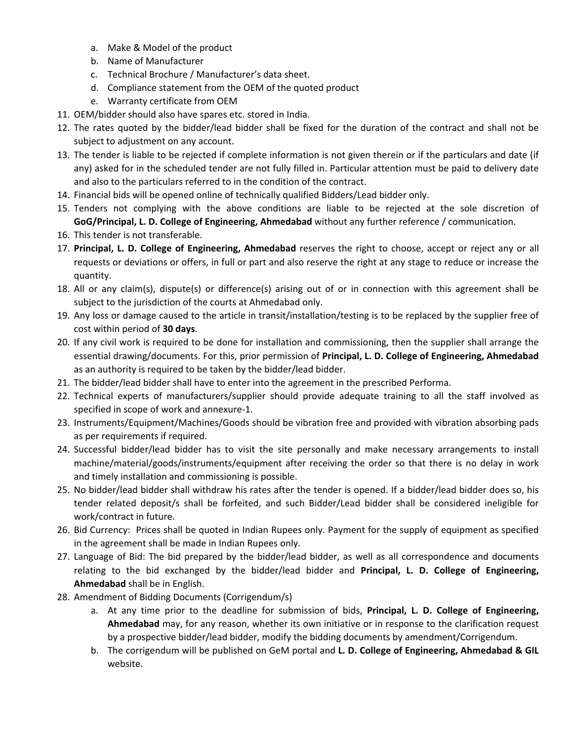a. Make & Model of the product
   b. Name of Manufacturer
   c. Technical Brochure / Manufacturer's data sheet.
   d. Compliance statement from the OEM of the quoted product
   e. Warranty certificate from OEM

11. OEM/bidder should also have spares etc. stored in India.
12. The rates quoted by the bidder/lead bidder shall be fixed for the duration of the contract and shall not be subject to adjustment on any account.
13. The tender is liable to be rejected if complete information is not given therein or if the particulars and date (if any) asked for in the scheduled tender are not fully filled in. Particular attention must be paid to delivery date and also to the particulars referred to in the condition of the contract.
14. Financial bids will be opened online of technically qualified Bidders/Lead bidder only.
15. Tenders not complying with the above conditions are liable to be rejected at the sole discretion of **GoG/Principal, L. D. College of Engineering, Ahmedabad** without any further reference / communication.
16. This tender is not transferable.
17. **Principal, L. D. College of Engineering, Ahmedabad** reserves the right to choose, accept or reject any or all requests or deviations or offers, in full or part and also reserve the right at any stage to reduce or increase the quantity.
18. All or any claim(s), dispute(s) or difference(s) arising out of or in connection with this agreement shall be subject to the jurisdiction of the courts at Ahmedabad only.
19. Any loss or damage caused to the article in transit/installation/testing is to be replaced by the supplier free of cost within period of **30 days**.
20. If any civil work is required to be done for installation and commissioning, then the supplier shall arrange the essential drawing/documents. For this, prior permission of **Principal, L. D. College of Engineering, Ahmedabad** as an authority is required to be taken by the bidder/lead bidder.
21. The bidder/lead bidder shall have to enter into the agreement in the prescribed Performa.
22. Technical experts of manufacturers/supplier should provide adequate training to all the staff involved as specified in scope of work and annexure-1.
23. Instruments/Equipment/Machines/Goods should be vibration free and provided with vibration absorbing pads as per requirements if required.
24. Successful bidder/lead bidder has to visit the site personally and make necessary arrangements to install machine/material/goods/instruments/equipment after receiving the order so that there is no delay in work and timely installation and commissioning is possible.
25. No bidder/lead bidder shall withdraw his rates after the tender is opened. If a bidder/lead bidder does so, his tender related deposit/s shall be forfeited, and such Bidder/Lead bidder shall be considered ineligible for work/contract in future.
26. Bid Currency: Prices shall be quoted in Indian Rupees only. Payment for the supply of equipment as specified in the agreement shall be made in Indian Rupees only.
27. Language of Bid: The bid prepared by the bidder/lead bidder, as well as all correspondence and documents relating to the bid exchanged by the bidder/lead bidder and **Principal, L. D. College of Engineering, Ahmedabad** shall be in English.
28. Amendment of Bidding Documents (Corrigendum/s)
    a. At any time prior to the deadline for submission of bids, **Principal, L. D. College of Engineering, Ahmedabad** may, for any reason, whether its own initiative or in response to the clarification request by a prospective bidder/lead bidder, modify the bidding documents by amendment/Corrigendum.
    b. The corrigendum will be published on GeM portal and **L. D. College of Engineering, Ahmedabad & GIL** website.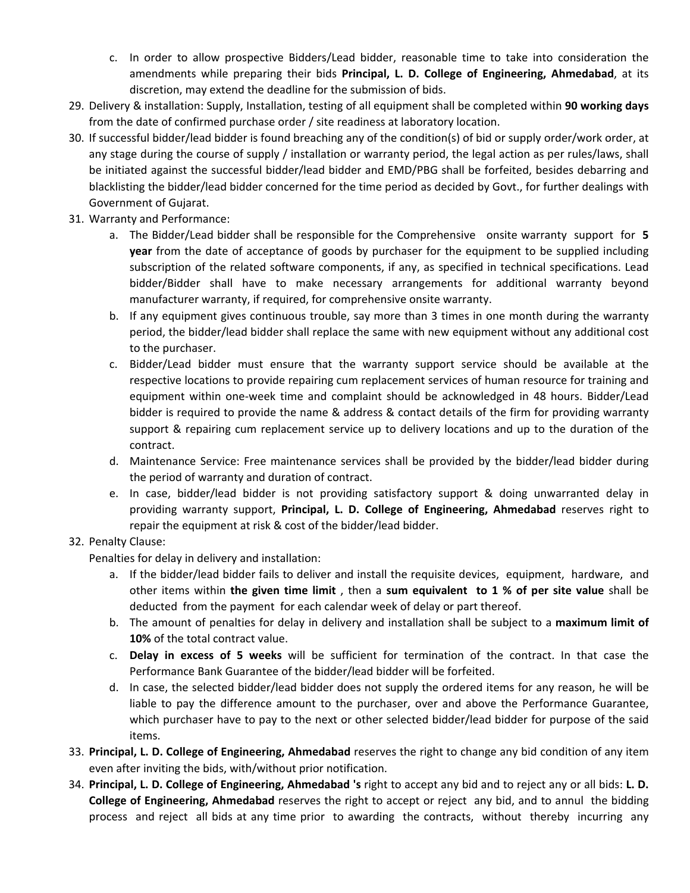c. In order to allow prospective Bidders/Lead bidder, reasonable time to take into consideration the amendments while preparing their bids **Principal, L. D. College of Engineering, Ahmedabad**, at its discretion, may extend the deadline for the submission of bids.

29. Delivery & installation: Supply, Installation, testing of all equipment shall be completed within **90 working days** from the date of confirmed purchase order / site readiness at laboratory location.
30. If successful bidder/lead bidder is found breaching any of the condition(s) of bid or supply order/work order, at any stage during the course of supply / installation or warranty period, the legal action as per rules/laws, shall be initiated against the successful bidder/lead bidder and EMD/PBG shall be forfeited, besides debarring and blacklisting the bidder/lead bidder concerned for the time period as decided by Govt., for further dealings with Government of Gujarat.
31. Warranty and Performance:
    a. The Bidder/Lead bidder shall be responsible for the Comprehensive onsite warranty support for **5 year** from the date of acceptance of goods by purchaser for the equipment to be supplied including subscription of the related software components, if any, as specified in technical specifications. Lead bidder/Bidder shall have to make necessary arrangements for additional warranty beyond manufacturer warranty, if required, for comprehensive onsite warranty.
    b. If any equipment gives continuous trouble, say more than 3 times in one month during the warranty period, the bidder/lead bidder shall replace the same with new equipment without any additional cost to the purchaser.
    c. Bidder/Lead bidder must ensure that the warranty support service should be available at the respective locations to provide repairing cum replacement services of human resource for training and equipment within one-week time and complaint should be acknowledged in 48 hours. Bidder/Lead bidder is required to provide the name & address & contact details of the firm for providing warranty support & repairing cum replacement service up to delivery locations and up to the duration of the contract.
    d. Maintenance Service: Free maintenance services shall be provided by the bidder/lead bidder during the period of warranty and duration of contract.
    e. In case, bidder/lead bidder is not providing satisfactory support & doing unwarranted delay in providing warranty support, **Principal, L. D. College of Engineering, Ahmedabad** reserves right to repair the equipment at risk & cost of the bidder/lead bidder.
32. Penalty Clause:

    Penalties for delay in delivery and installation:
    a. If the bidder/lead bidder fails to deliver and install the requisite devices, equipment, hardware, and other items within **the given time limit** , then a **sum equivalent to 1 % of per site value** shall be deducted from the payment for each calendar week of delay or part thereof.
    b. The amount of penalties for delay in delivery and installation shall be subject to a **maximum limit of 10%** of the total contract value.
    c. **Delay in excess of 5 weeks** will be sufficient for termination of the contract. In that case the Performance Bank Guarantee of the bidder/lead bidder will be forfeited.
    d. In case, the selected bidder/lead bidder does not supply the ordered items for any reason, he will be liable to pay the difference amount to the purchaser, over and above the Performance Guarantee, which purchaser have to pay to the next or other selected bidder/lead bidder for purpose of the said items.
33. **Principal, L. D. College of Engineering, Ahmedabad** reserves the right to change any bid condition of any item even after inviting the bids, with/without prior notification.
34. **Principal, L. D. College of Engineering, Ahmedabad 's** right to accept any bid and to reject any or all bids: **L. D. College of Engineering, Ahmedabad** reserves the right to accept or reject any bid, and to annul the bidding process and reject all bids at any time prior to awarding the contracts, without thereby incurring any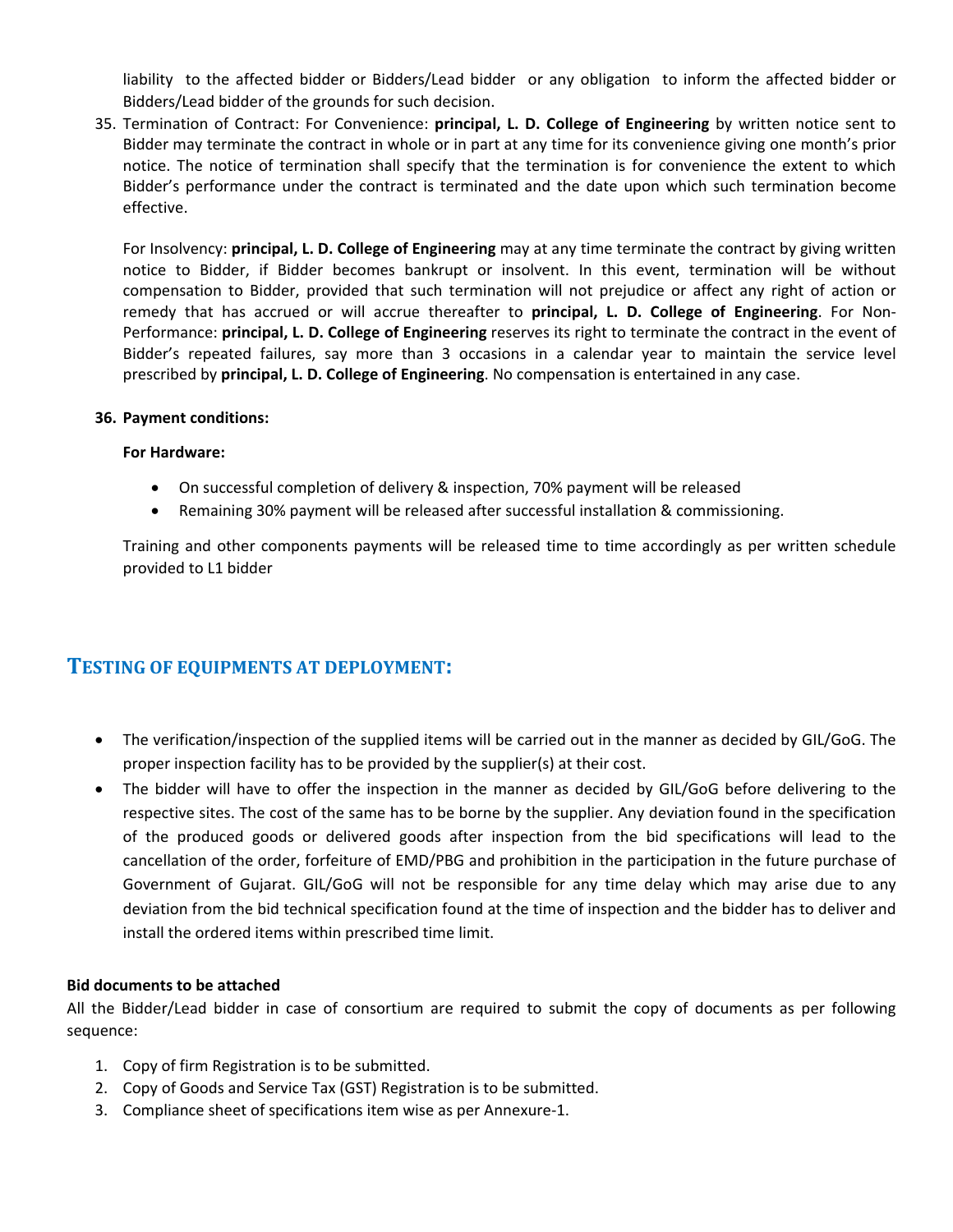liability to the affected bidder or Bidders/Lead bidder or any obligation to inform the affected bidder or Bidders/Lead bidder of the grounds for such decision.

35. Termination of Contract: For Convenience: **principal, L. D. College of Engineering** by written notice sent to Bidder may terminate the contract in whole or in part at any time for its convenience giving one month's prior notice. The notice of termination shall specify that the termination is for convenience the extent to which Bidder's performance under the contract is terminated and the date upon which such termination become effective.

    For Insolvency: **principal, L. D. College of Engineering** may at any time terminate the contract by giving written notice to Bidder, if Bidder becomes bankrupt or insolvent. In this event, termination will be without compensation to Bidder, provided that such termination will not prejudice or affect any right of action or remedy that has accrued or will accrue thereafter to **principal, L. D. College of Engineering**. For Non-Performance: **principal, L. D. College of Engineering** reserves its right to terminate the contract in the event of Bidder's repeated failures, say more than 3 occasions in a calendar year to maintain the service level prescribed by **principal, L. D. College of Engineering**. No compensation is entertained in any case.

36. **Payment conditions:**

    **For Hardware:**

    - On successful completion of delivery & inspection, 70% payment will be released
    - Remaining 30% payment will be released after successful installation & commissioning.

    Training and other components payments will be released time to time accordingly as per written schedule provided to L1 bidder

## TESTING OF EQUIPMENTS AT DEPLOYMENT:

- The verification/inspection of the supplied items will be carried out in the manner as decided by GIL/GoG. The proper inspection facility has to be provided by the supplier(s) at their cost.
- The bidder will have to offer the inspection in the manner as decided by GIL/GoG before delivering to the respective sites. The cost of the same has to be borne by the supplier. Any deviation found in the specification of the produced goods or delivered goods after inspection from the bid specifications will lead to the cancellation of the order, forfeiture of EMD/PBG and prohibition in the participation in the future purchase of Government of Gujarat. GIL/GoG will not be responsible for any time delay which may arise due to any deviation from the bid technical specification found at the time of inspection and the bidder has to deliver and install the ordered items within prescribed time limit.

**Bid documents to be attached**

All the Bidder/Lead bidder in case of consortium are required to submit the copy of documents as per following sequence:

1. Copy of firm Registration is to be submitted.
2. Copy of Goods and Service Tax (GST) Registration is to be submitted.
3. Compliance sheet of specifications item wise as per Annexure-1.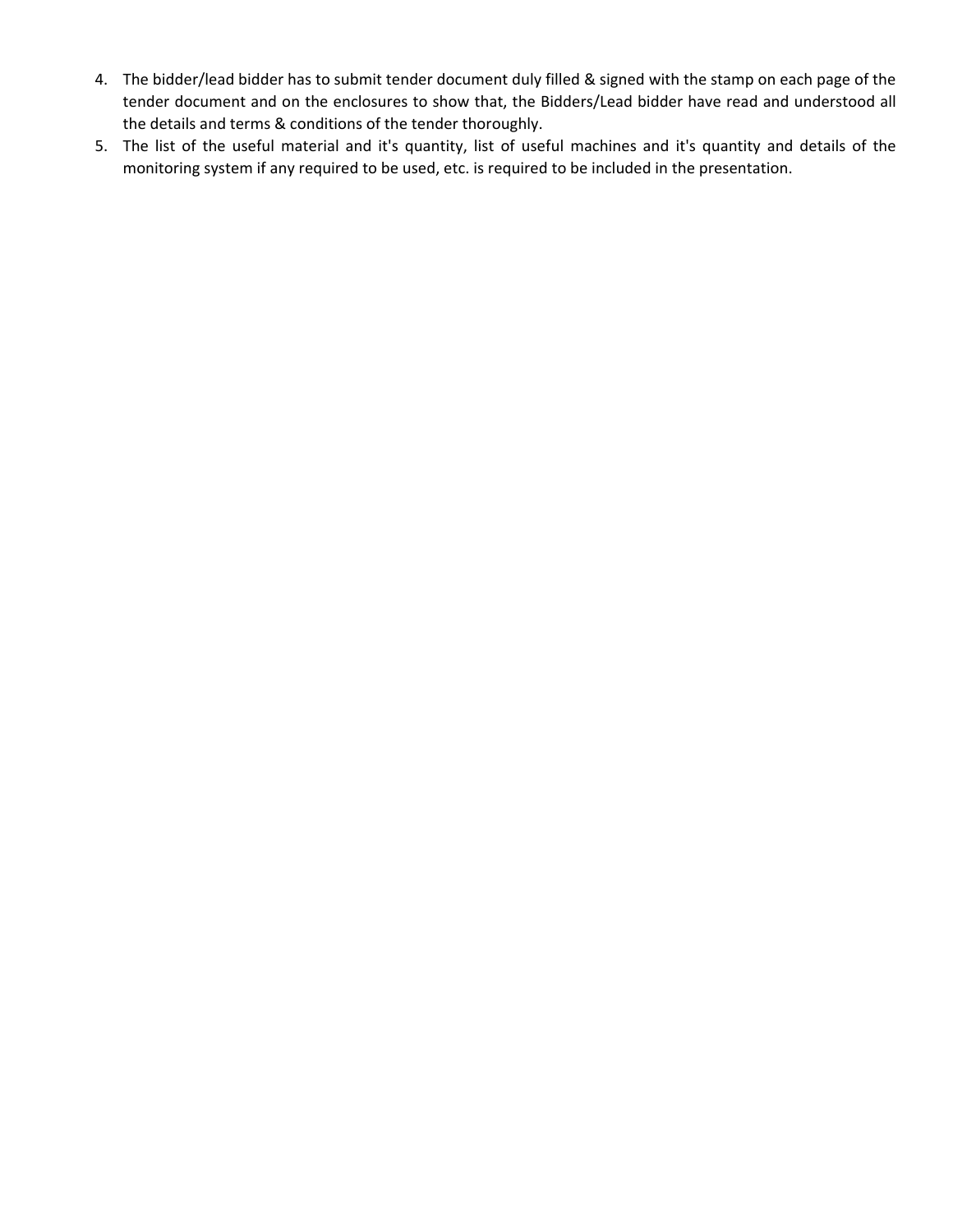4. The bidder/lead bidder has to submit tender document duly filled & signed with the stamp on each page of the tender document and on the enclosures to show that, the Bidders/Lead bidder have read and understood all the details and terms & conditions of the tender thoroughly.
5. The list of the useful material and it's quantity, list of useful machines and it's quantity and details of the monitoring system if any required to be used, etc. is required to be included in the presentation.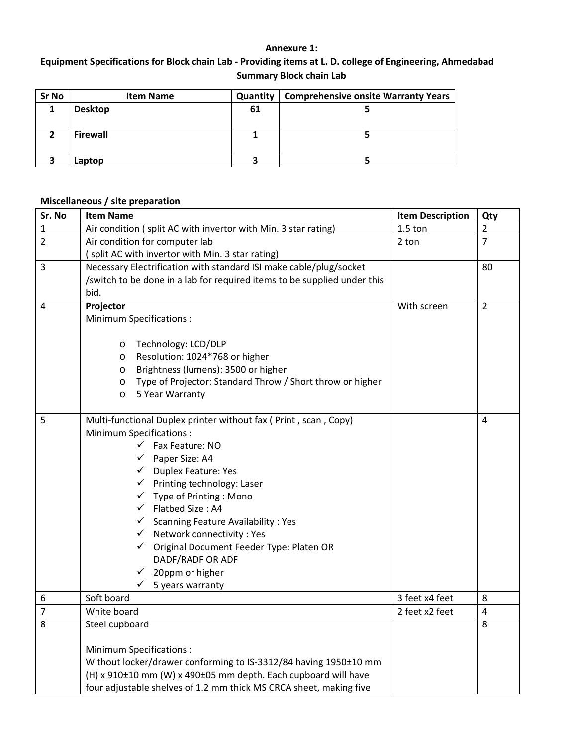**Annexure 1:**

**Equipment Specifications for Block chain Lab - Providing items at L. D. college of Engineering, Ahmedabad**

**Summary Block chain Lab**

| Sr No | Item Name | Quantity | Comprehensive onsite Warranty Years |
|---|---|---|---|
| **1** | **Desktop** | **61** | **5** |
| **2** | **Firewall** | **1** | **5** |
| **3** | **Laptop** | **3** | **5** |

**Miscellaneous / site preparation**

| Sr. No | Item Name | Item Description | Qty |
|---|---|---|---|
| 1 | Air condition ( split AC with invertor with Min. 3 star rating) | 1.5 ton | 2 |
| 2 | Air condition for computer lab ( split AC with invertor with Min. 3 star rating) | 2 ton | 7 |
| 3 | Necessary Electrification with standard ISI make cable/plug/socket /switch to be done in a lab for required items to be supplied under this bid. | | 80 |
| 4 | **Projector**<br>Minimum Specifications :<br>o Technology: LCD/DLP<br>o Resolution: 1024*768 or higher<br>o Brightness (lumens): 3500 or higher<br>o Type of Projector: Standard Throw / Short throw or higher<br>o 5 Year Warranty | With screen | 2 |
| 5 | Multi-functional Duplex printer without fax ( Print , scan , Copy)<br>Minimum Specifications :<br>✓ Fax Feature: NO<br>✓ Paper Size: A4<br>✓ Duplex Feature: Yes<br>✓ Printing technology: Laser<br>✓ Type of Printing : Mono<br>✓ Flatbed Size : A4<br>✓ Scanning Feature Availability : Yes<br>✓ Network connectivity : Yes<br>✓ Original Document Feeder Type: Platen OR DADF/RADF OR ADF<br>✓ 20ppm or higher<br>✓ 5 years warranty | | 4 |
| 6 | Soft board | 3 feet x4 feet | 8 |
| 7 | White board | 2 feet x2 feet | 4 |
| 8 | Steel cupboard<br><br>Minimum Specifications :<br>Without locker/drawer conforming to IS-3312/84 having 1950±10 mm (H) x 910±10 mm (W) x 490±05 mm depth. Each cupboard will have four adjustable shelves of 1.2 mm thick MS CRCA sheet, making five | | 8 |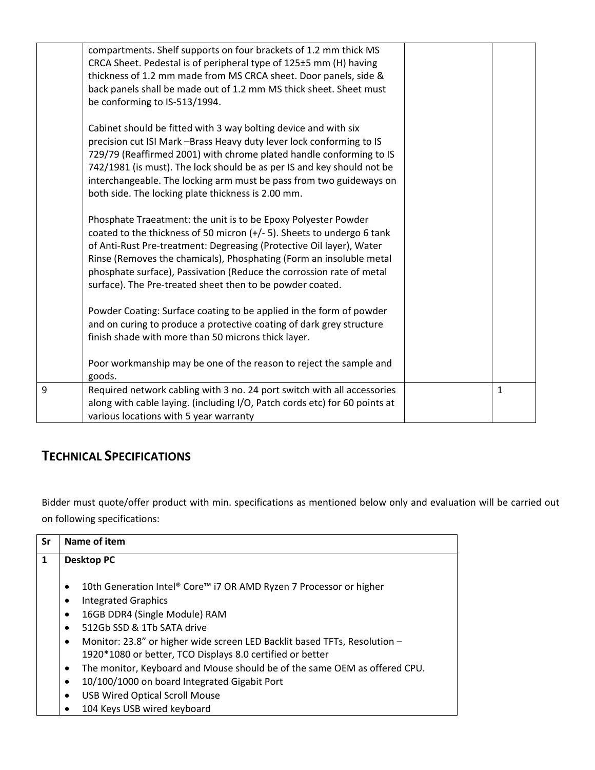| | | | |
|---|---|---|---|
| | compartments. Shelf supports on four brackets of 1.2 mm thick MS CRCA Sheet. Pedestal is of peripheral type of 125±5 mm (H) having thickness of 1.2 mm made from MS CRCA sheet. Door panels, side & back panels shall be made out of 1.2 mm MS thick sheet. Sheet must be conforming to IS-513/1994.<br><br>Cabinet should be fitted with 3 way bolting device and with six precision cut ISI Mark –Brass Heavy duty lever lock conforming to IS 729/79 (Reaffirmed 2001) with chrome plated handle conforming to IS 742/1981 (is must). The lock should be as per IS and key should not be interchangeable. The locking arm must be pass from two guideways on both side. The locking plate thickness is 2.00 mm.<br><br>Phosphate Traeatment: the unit is to be Epoxy Polyester Powder coated to the thickness of 50 micron (+/- 5). Sheets to undergo 6 tank of Anti-Rust Pre-treatment: Degreasing (Protective Oil layer), Water Rinse (Removes the chamicals), Phosphating (Form an insoluble metal phosphate surface), Passivation (Reduce the corrossion rate of metal surface). The Pre-treated sheet then to be powder coated.<br><br>Powder Coating: Surface coating to be applied in the form of powder and on curing to produce a protective coating of dark grey structure finish shade with more than 50 microns thick layer.<br><br>Poor workmanship may be one of the reason to reject the sample and goods. | | |
| 9 | Required network cabling with 3 no. 24 port switch with all accessories along with cable laying. (including I/O, Patch cords etc) for 60 points at various locations with 5 year warranty | | 1 |

## TECHNICAL SPECIFICATIONS

Bidder must quote/offer product with min. specifications as mentioned below only and evaluation will be carried out on following specifications:

| Sr | Name of item |
|---|---|
| 1 | **Desktop PC**<br><br>• 10th Generation Intel® Core™ i7 OR AMD Ryzen 7 Processor or higher<br>• Integrated Graphics<br>• 16GB DDR4 (Single Module) RAM<br>• 512Gb SSD & 1Tb SATA drive<br>• Monitor: 23.8" or higher wide screen LED Backlit based TFTs, Resolution – 1920*1080 or better, TCO Displays 8.0 certified or better<br>• The monitor, Keyboard and Mouse should be of the same OEM as offered CPU.<br>• 10/100/1000 on board Integrated Gigabit Port<br>• USB Wired Optical Scroll Mouse<br>• 104 Keys USB wired keyboard |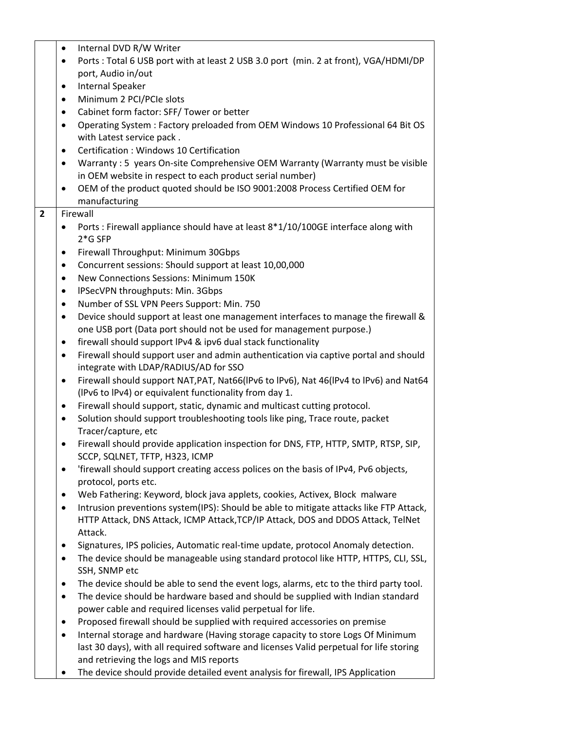| | |
|---|---|
| | • Internal DVD R/W Writer<br>• Ports : Total 6 USB port with at least 2 USB 3.0 port (min. 2 at front), VGA/HDMI/DP port, Audio in/out<br>• Internal Speaker<br>• Minimum 2 PCI/PCIe slots<br>• Cabinet form factor: SFF/ Tower or better<br>• Operating System : Factory preloaded from OEM Windows 10 Professional 64 Bit OS with Latest service pack .<br>• Certification : Windows 10 Certification<br>• Warranty : 5 years On-site Comprehensive OEM Warranty (Warranty must be visible in OEM website in respect to each product serial number)<br>• OEM of the product quoted should be ISO 9001:2008 Process Certified OEM for manufacturing |
| **2** | Firewall<br>• Ports : Firewall appliance should have at least 8*1/10/100GE interface along with 2*G SFP<br>• Firewall Throughput: Minimum 30Gbps<br>• Concurrent sessions: Should support at least 10,00,000<br>• New Connections Sessions: Minimum 150K<br>• lPSecVPN throughputs: Min. 3Gbps<br>• Number of SSL VPN Peers Support: Min. 750<br>• Device should support at least one management interfaces to manage the firewall & one USB port (Data port should not be used for management purpose.)<br>• firewall should support lPv4 & ipv6 dual stack functionality<br>• Firewall should support user and admin authentication via captive portal and should integrate with LDAP/RADIUS/AD for SSO<br>• Firewall should support NAT,PAT, Nat66(lPv6 to lPv6), Nat 46(lPv4 to lPv6) and Nat64 (lPv6 to lPv4) or equivalent functionality from day 1.<br>• Firewall should support, static, dynamic and multicast cutting protocol.<br>• Solution should support troubleshooting tools like ping, Trace route, packet Tracer/capture, etc<br>• Firewall should provide application inspection for DNS, FTP, HTTP, SMTP, RTSP, SIP, SCCP, SQLNET, TFTP, H323, ICMP<br>• 'firewall should support creating access polices on the basis of IPv4, Pv6 objects, protocol, ports etc.<br>• Web Fathering: Keyword, block java applets, cookies, Activex, BIock malware<br>• Intrusion preventions system(IPS): Should be able to mitigate attacks like FTP Attack, HTTP Attack, DNS Attack, ICMP Attack,TCP/IP Attack, DOS and DDOS Attack, TelNet Attack.<br>• Signatures, IPS policies, Automatic real-time update, protocol Anomaly detection.<br>• The device should be manageable using standard protocol like HTTP, HTTPS, CLI, SSL, SSH, SNMP etc<br>• The device should be able to send the event logs, alarms, etc to the third party tool.<br>• The device should be hardware based and should be supplied with Indian standard power cable and required licenses valid perpetual for life.<br>• Proposed firewall should be supplied with required accessories on premise<br>• Internal storage and hardware (Having storage capacity to store Logs Of Minimum last 30 days), with all required software and licenses Valid perpetual for life storing and retrieving the logs and MIS reports<br>• The device should provide detailed event analysis for firewall, IPS Application |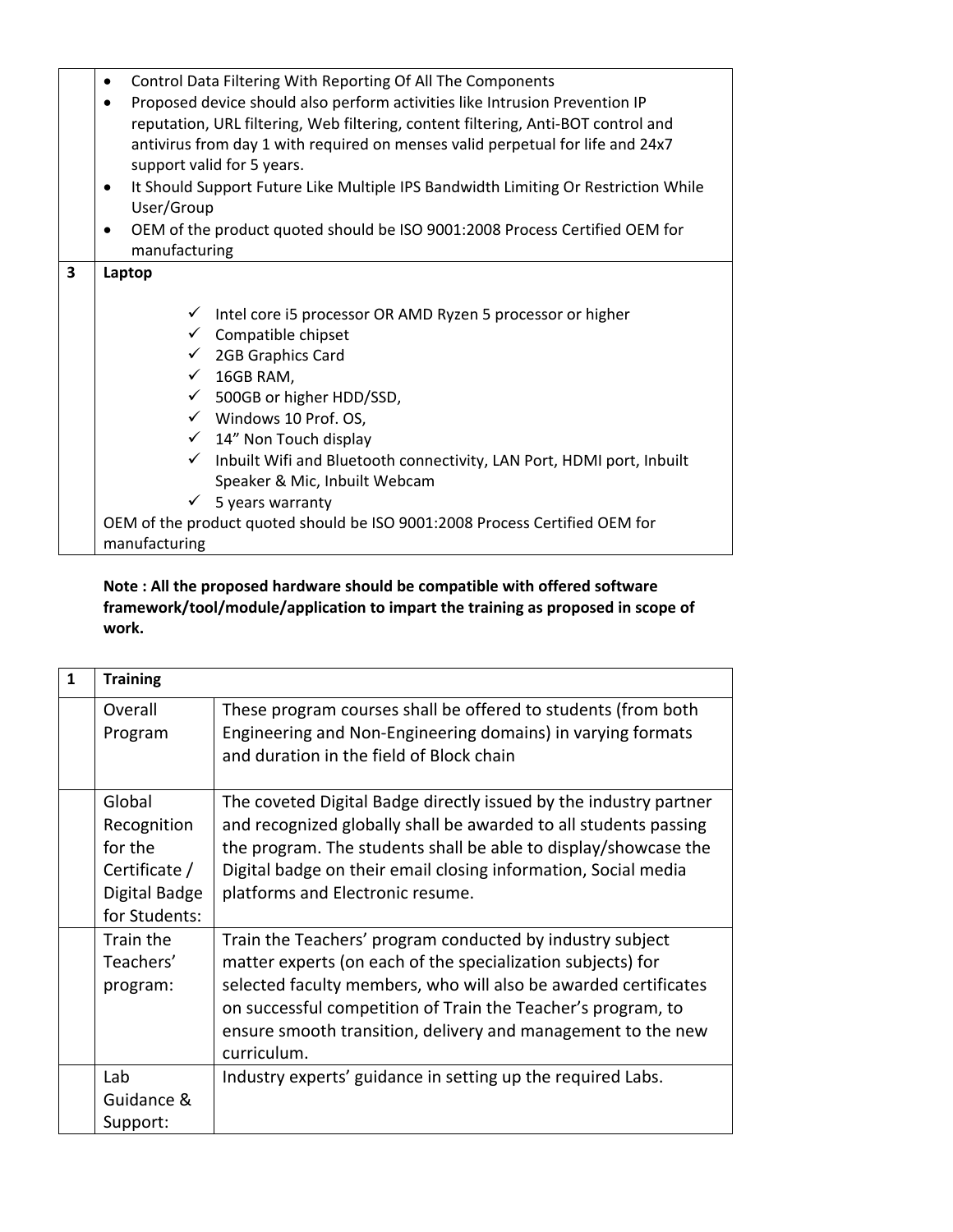| | |
|---|---|
| | • Control Data Filtering With Reporting Of All The Components<br>• Proposed device should also perform activities like Intrusion Prevention IP reputation, URL filtering, Web filtering, content filtering, Anti-BOT control and antivirus from day 1 with required on menses valid perpetual for life and 24x7 support valid for 5 years.<br>• It Should Support Future Like Multiple IPS Bandwidth Limiting Or Restriction While User/Group<br>• OEM of the product quoted should be ISO 9001:2008 Process Certified OEM for manufacturing |
| **3** | **Laptop**<br><br>✓ Intel core i5 processor OR AMD Ryzen 5 processor or higher<br>✓ Compatible chipset<br>✓ 2GB Graphics Card<br>✓ 16GB RAM,<br>✓ 500GB or higher HDD/SSD,<br>✓ Windows 10 Prof. OS,<br>✓ 14" Non Touch display<br>✓ Inbuilt Wifi and Bluetooth connectivity, LAN Port, HDMI port, Inbuilt Speaker & Mic, Inbuilt Webcam<br>✓ 5 years warranty<br>OEM of the product quoted should be ISO 9001:2008 Process Certified OEM for manufacturing |

**Note : All the proposed hardware should be compatible with offered software framework/tool/module/application to impart the training as proposed in scope of work.**

| **1** | **Training** | |
|---|---|---|
| | Overall Program | These program courses shall be offered to students (from both Engineering and Non-Engineering domains) in varying formats and duration in the field of Block chain |
| | Global Recognition for the Certificate / Digital Badge for Students: | The coveted Digital Badge directly issued by the industry partner and recognized globally shall be awarded to all students passing the program. The students shall be able to display/showcase the Digital badge on their email closing information, Social media platforms and Electronic resume. |
| | Train the Teachers' program: | Train the Teachers' program conducted by industry subject matter experts (on each of the specialization subjects) for selected faculty members, who will also be awarded certificates on successful competition of Train the Teacher's program, to ensure smooth transition, delivery and management to the new curriculum. |
| | Lab Guidance & Support: | Industry experts' guidance in setting up the required Labs. |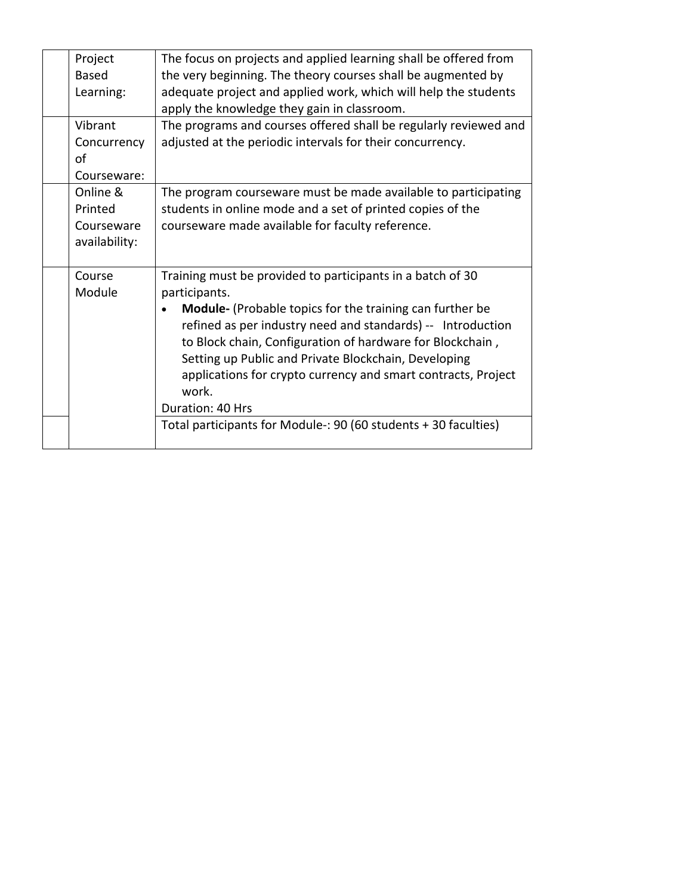| | | |
|---|---|---|
| | Project Based Learning: | The focus on projects and applied learning shall be offered from the very beginning. The theory courses shall be augmented by adequate project and applied work, which will help the students apply the knowledge they gain in classroom. |
| | Vibrant Concurrency of Courseware: | The programs and courses offered shall be regularly reviewed and adjusted at the periodic intervals for their concurrency. |
| | Online & Printed Courseware availability: | The program courseware must be made available to participating students in online mode and a set of printed copies of the courseware made available for faculty reference. |
| | Course Module | Training must be provided to participants in a batch of 30 participants.<br>• **Module-** (Probable topics for the training can further be refined as per industry need and standards) -- Introduction to Block chain, Configuration of hardware for Blockchain , Setting up Public and Private Blockchain, Developing applications for crypto currency and smart contracts, Project work.<br>Duration: 40 Hrs |
| | | Total participants for Module-: 90 (60 students + 30 faculties) |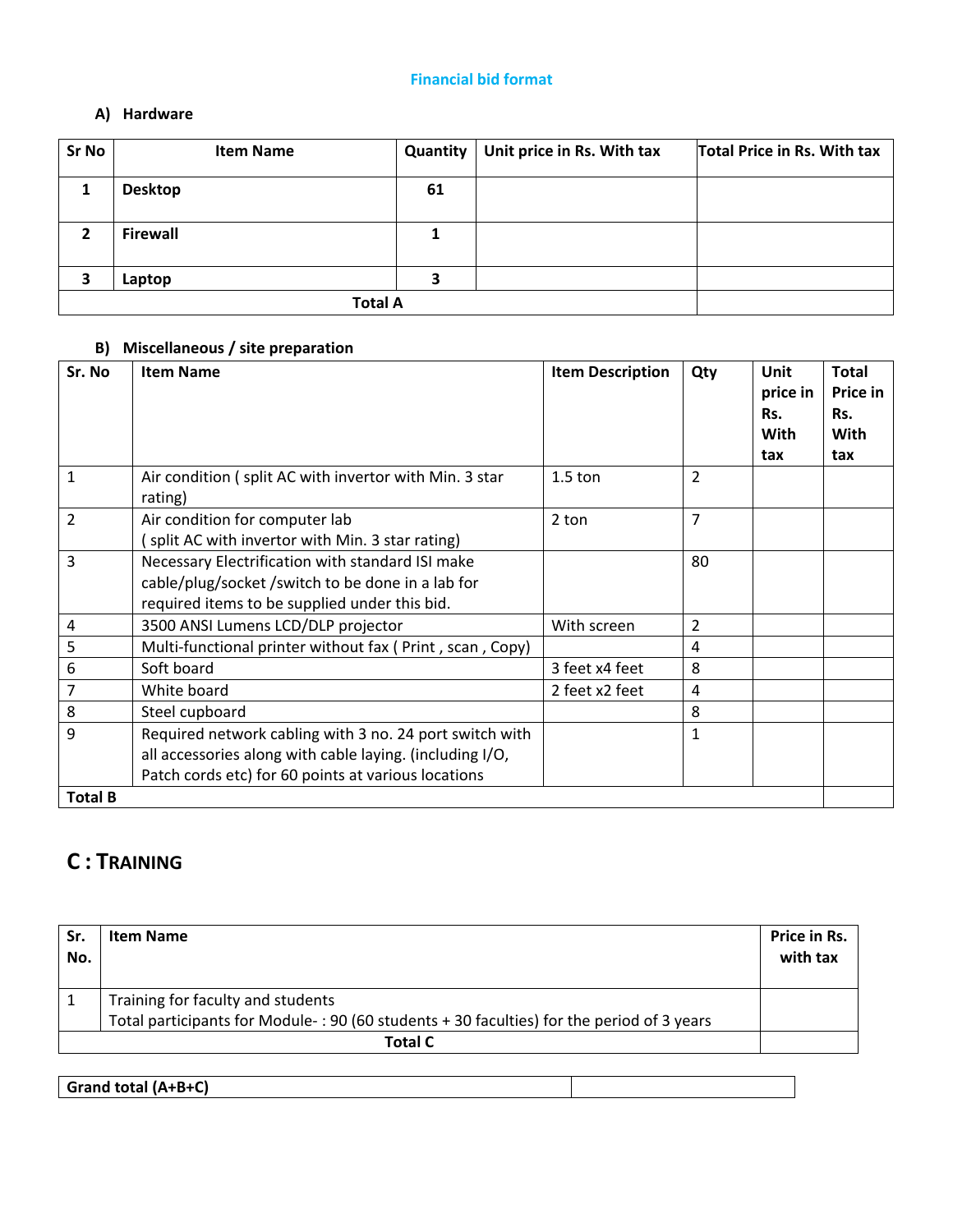### Financial bid format

**A) Hardware**

| Sr No | Item Name | Quantity | Unit price in Rs. With tax | Total Price in Rs. With tax |
|---|---|---|---|---|
| **1** | **Desktop** | **61** | | |
| **2** | **Firewall** | **1** | | |
| **3** | **Laptop** | **3** | | |
| **Total A** | | | | |

**B) Miscellaneous / site preparation**

| Sr. No | Item Name | Item Description | Qty | Unit price in Rs. With tax | Total Price in Rs. With tax |
|---|---|---|---|---|---|
| 1 | Air condition ( split AC with invertor with Min. 3 star rating) | 1.5 ton | 2 | | |
| 2 | Air condition for computer lab ( split AC with invertor with Min. 3 star rating) | 2 ton | 7 | | |
| 3 | Necessary Electrification with standard ISI make cable/plug/socket /switch to be done in a lab for required items to be supplied under this bid. | | 80 | | |
| 4 | 3500 ANSI Lumens LCD/DLP projector | With screen | 2 | | |
| 5 | Multi-functional printer without fax ( Print , scan , Copy) | | 4 | | |
| 6 | Soft board | 3 feet x4 feet | 8 | | |
| 7 | White board | 2 feet x2 feet | 4 | | |
| 8 | Steel cupboard | | 8 | | |
| 9 | Required network cabling with 3 no. 24 port switch with all accessories along with cable laying. (including I/O, Patch cords etc) for 60 points at various locations | | 1 | | |
| **Total B** | | | | | |

## C : Training

| Sr. No. | Item Name | Price in Rs. with tax |
|---|---|---|
| 1 | Training for faculty and students<br>Total participants for Module- : 90 (60 students + 30 faculties) for the period of 3 years | |
| **Total C** | | |

| | |
|---|---|
| **Grand total (A+B+C)** | |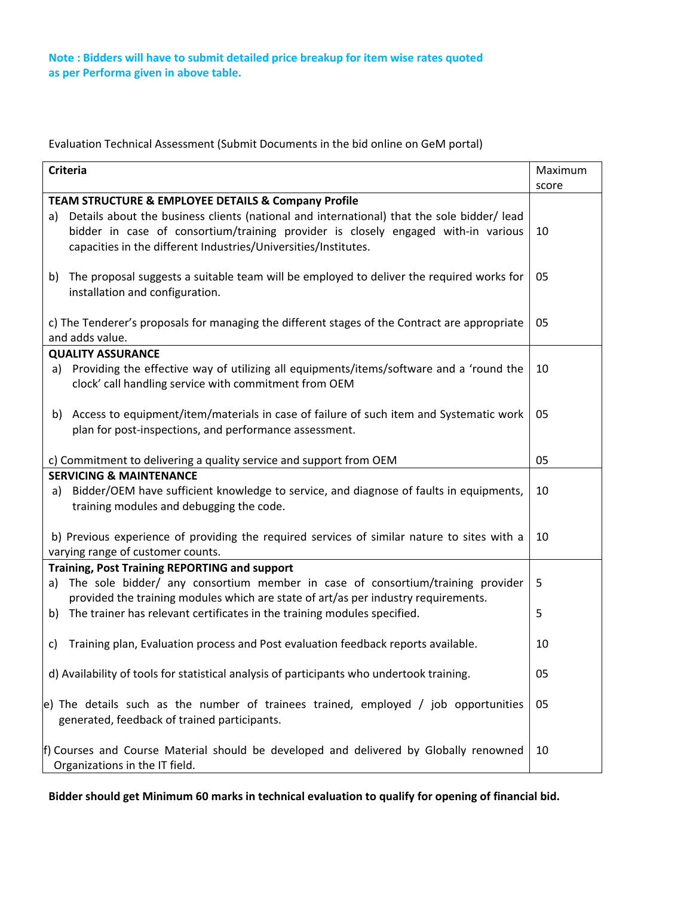**Note : Bidders will have to submit detailed price breakup for item wise rates quoted as per Performa given in above table.**

Evaluation Technical Assessment (Submit Documents in the bid online on GeM portal)

| **Criteria** | Maximum score |
|---|---|
| **TEAM STRUCTURE & EMPLOYEE DETAILS & Company Profile** | |
| a) Details about the business clients (national and international) that the sole bidder/ lead bidder in case of consortium/training provider is closely engaged with-in various capacities in the different Industries/Universities/Institutes. | 10 |
| b) The proposal suggests a suitable team will be employed to deliver the required works for installation and configuration. | 05 |
| c) The Tenderer's proposals for managing the different stages of the Contract are appropriate and adds value. | 05 |
| **QUALITY ASSURANCE** | |
| a) Providing the effective way of utilizing all equipments/items/software and a 'round the clock' call handling service with commitment from OEM | 10 |
| b) Access to equipment/item/materials in case of failure of such item and Systematic work plan for post-inspections, and performance assessment. | 05 |
| c) Commitment to delivering a quality service and support from OEM | 05 |
| **SERVICING & MAINTENANCE** | |
| a) Bidder/OEM have sufficient knowledge to service, and diagnose of faults in equipments, training modules and debugging the code. | 10 |
| b) Previous experience of providing the required services of similar nature to sites with a varying range of customer counts. | 10 |
| **Training, Post Training REPORTING and support** | |
| a) The sole bidder/ any consortium member in case of consortium/training provider provided the training modules which are state of art/as per industry requirements. | 5 |
| b) The trainer has relevant certificates in the training modules specified. | 5 |
| c) Training plan, Evaluation process and Post evaluation feedback reports available. | 10 |
| d) Availability of tools for statistical analysis of participants who undertook training. | 05 |
| e) The details such as the number of trainees trained, employed / job opportunities generated, feedback of trained participants. | 05 |
| f) Courses and Course Material should be developed and delivered by Globally renowned Organizations in the IT field. | 10 |

**Bidder should get Minimum 60 marks in technical evaluation to qualify for opening of financial bid.**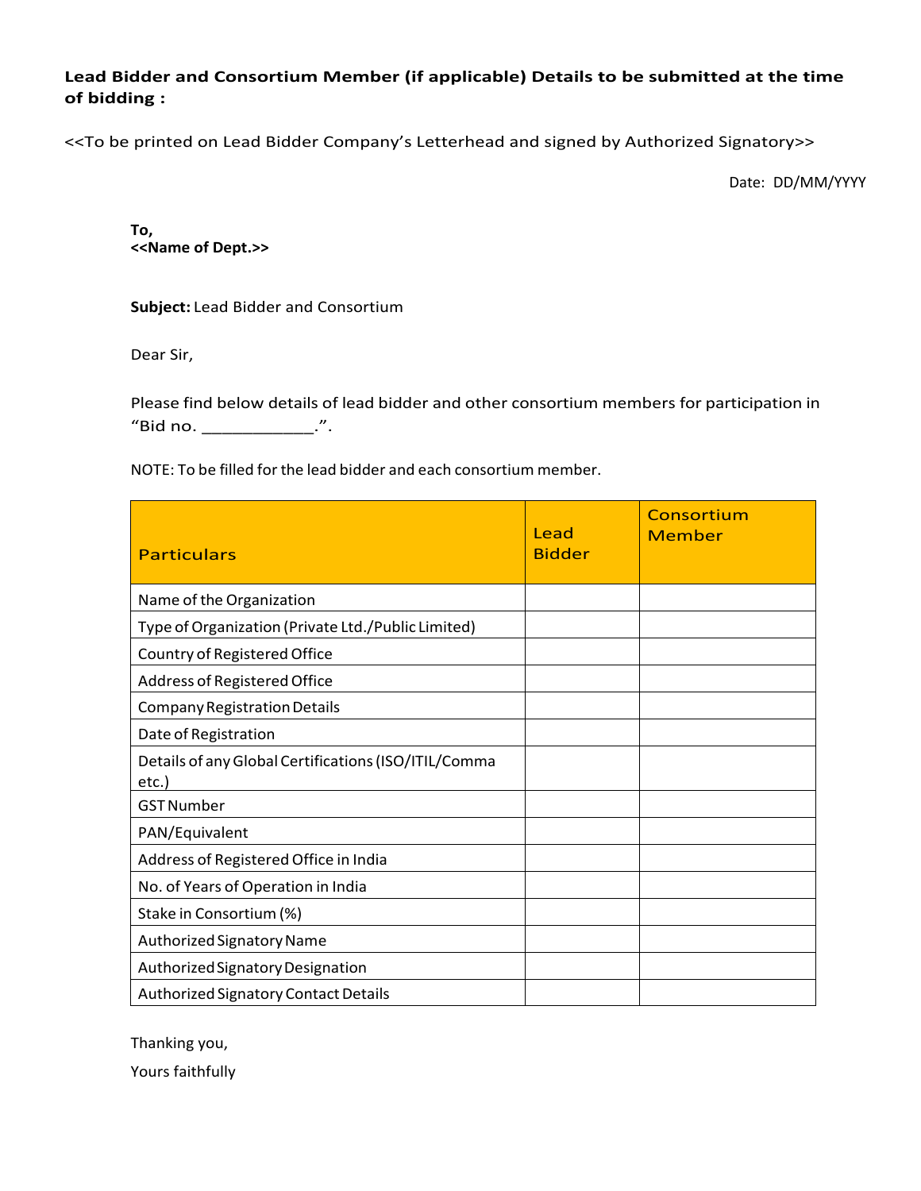**Lead Bidder and Consortium Member (if applicable) Details to be submitted at the time of bidding :**

<<To be printed on Lead Bidder Company's Letterhead and signed by Authorized Signatory>>

Date: DD/MM/YYYY

**To,**
**<<Name of Dept.>>**

**Subject:** Lead Bidder and Consortium

Dear Sir,

Please find below details of lead bidder and other consortium members for participation in "Bid no. ____________.".

NOTE: To be filled for the lead bidder and each consortium member.

| Particulars | Lead Bidder | Consortium Member |
|---|---|---|
| Name of the Organization | | |
| Type of Organization (Private Ltd./Public Limited) | | |
| Country of Registered Office | | |
| Address of Registered Office | | |
| Company Registration Details | | |
| Date of Registration | | |
| Details of any Global Certifications (ISO/ITIL/Comma etc.) | | |
| GST Number | | |
| PAN/Equivalent | | |
| Address of Registered Office in India | | |
| No. of Years of Operation in India | | |
| Stake in Consortium (%) | | |
| Authorized Signatory Name | | |
| Authorized Signatory Designation | | |
| Authorized Signatory Contact Details | | |

Thanking you,

Yours faithfully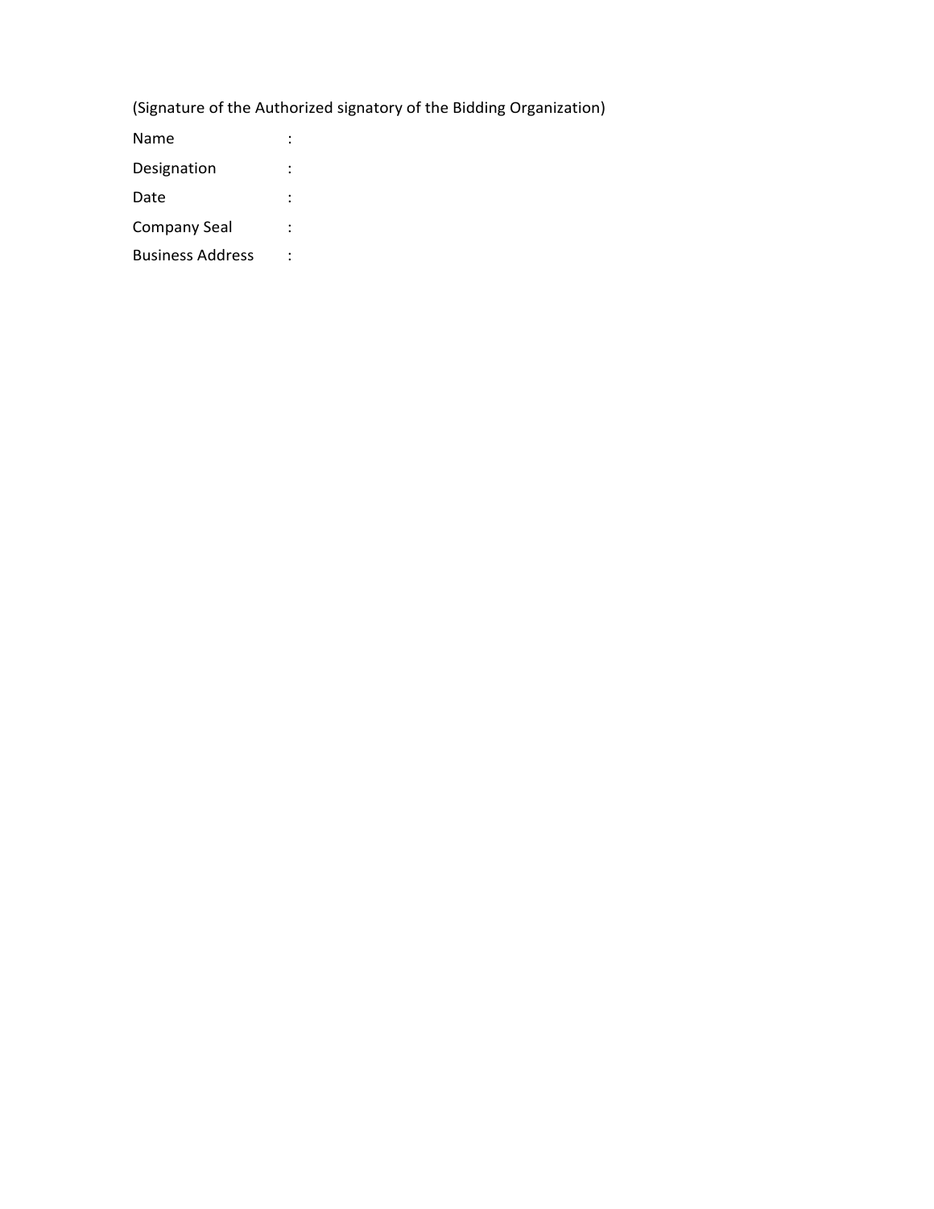(Signature of the Authorized signatory of the Bidding Organization)

Name :

Designation :

Date :

Company Seal :

Business Address :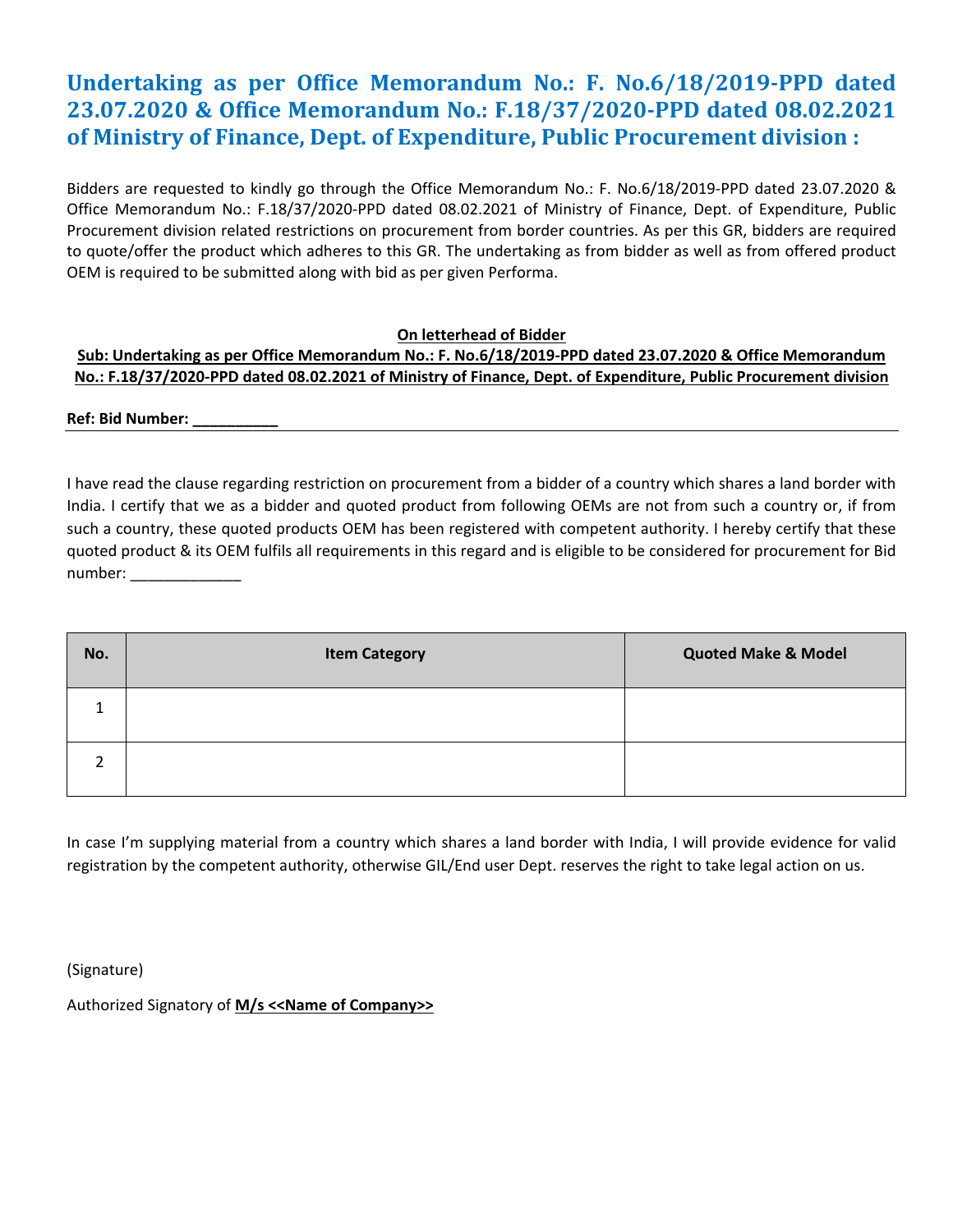# Undertaking as per Office Memorandum No.: F. No.6/18/2019-PPD dated 23.07.2020 & Office Memorandum No.: F.18/37/2020-PPD dated 08.02.2021 of Ministry of Finance, Dept. of Expenditure, Public Procurement division :

Bidders are requested to kindly go through the Office Memorandum No.: F. No.6/18/2019-PPD dated 23.07.2020 & Office Memorandum No.: F.18/37/2020-PPD dated 08.02.2021 of Ministry of Finance, Dept. of Expenditure, Public Procurement division related restrictions on procurement from border countries. As per this GR, bidders are required to quote/offer the product which adheres to this GR. The undertaking as from bidder as well as from offered product OEM is required to be submitted along with bid as per given Performa.

**On letterhead of Bidder**

**Sub: Undertaking as per Office Memorandum No.: F. No.6/18/2019-PPD dated 23.07.2020 & Office Memorandum No.: F.18/37/2020-PPD dated 08.02.2021 of Ministry of Finance, Dept. of Expenditure, Public Procurement division**

**Ref: Bid Number: __________**

I have read the clause regarding restriction on procurement from a bidder of a country which shares a land border with India. I certify that we as a bidder and quoted product from following OEMs are not from such a country or, if from such a country, these quoted products OEM has been registered with competent authority. I hereby certify that these quoted product & its OEM fulfils all requirements in this regard and is eligible to be considered for procurement for Bid number: _____________

| No. | Item Category | Quoted Make & Model |
|---|---|---|
| 1 | | |
| 2 | | |

In case I'm supplying material from a country which shares a land border with India, I will provide evidence for valid registration by the competent authority, otherwise GIL/End user Dept. reserves the right to take legal action on us.

(Signature)

Authorized Signatory of **M/s <<Name of Company>>**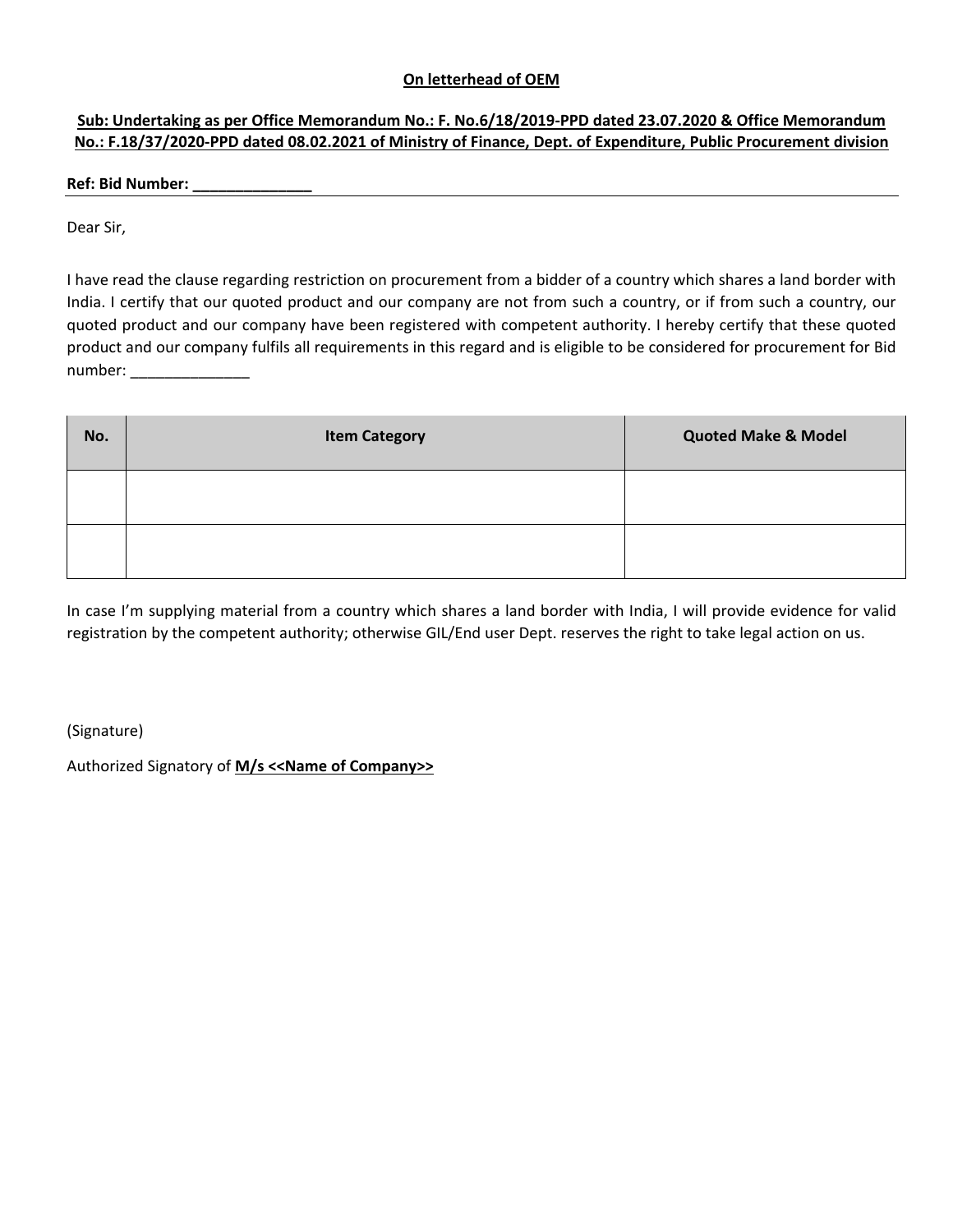**On letterhead of OEM**

**Sub: Undertaking as per Office Memorandum No.: F. No.6/18/2019-PPD dated 23.07.2020 & Office Memorandum No.: F.18/37/2020-PPD dated 08.02.2021 of Ministry of Finance, Dept. of Expenditure, Public Procurement division**

**Ref: Bid Number: ______________**

Dear Sir,

I have read the clause regarding restriction on procurement from a bidder of a country which shares a land border with India. I certify that our quoted product and our company are not from such a country, or if from such a country, our quoted product and our company have been registered with competent authority. I hereby certify that these quoted product and our company fulfils all requirements in this regard and is eligible to be considered for procurement for Bid number: ______________

| No. | Item Category | Quoted Make & Model |
|---|---|---|
| | | |
| | | |

In case I'm supplying material from a country which shares a land border with India, I will provide evidence for valid registration by the competent authority; otherwise GIL/End user Dept. reserves the right to take legal action on us.

(Signature)

Authorized Signatory of **M/s <<Name of Company>>**